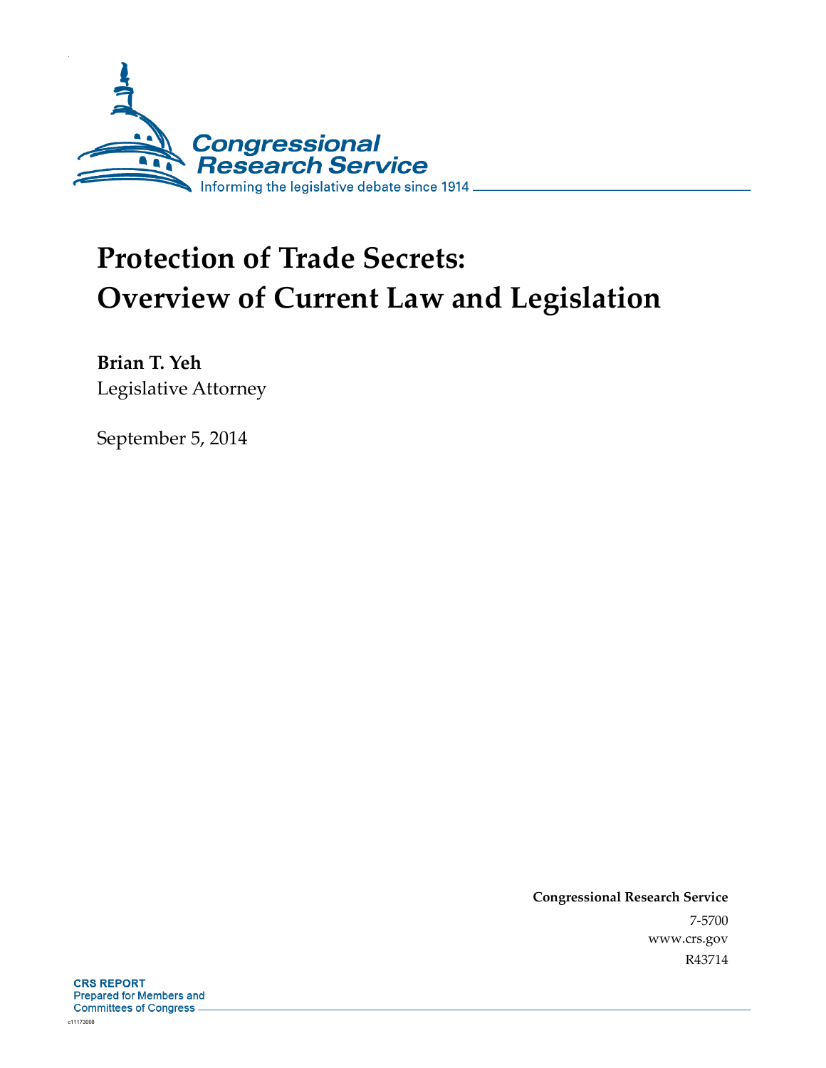Congressional Research Service

Informing the legislative debate since 1914

# Protection of Trade Secrets: Overview of Current Law and Legislation

**Brian T. Yeh**

Legislative Attorney

September 5, 2014

**Congressional Research Service**

7-5700

www.crs.gov

R43714

**CRS REPORT**

Prepared for Members and Committees of Congress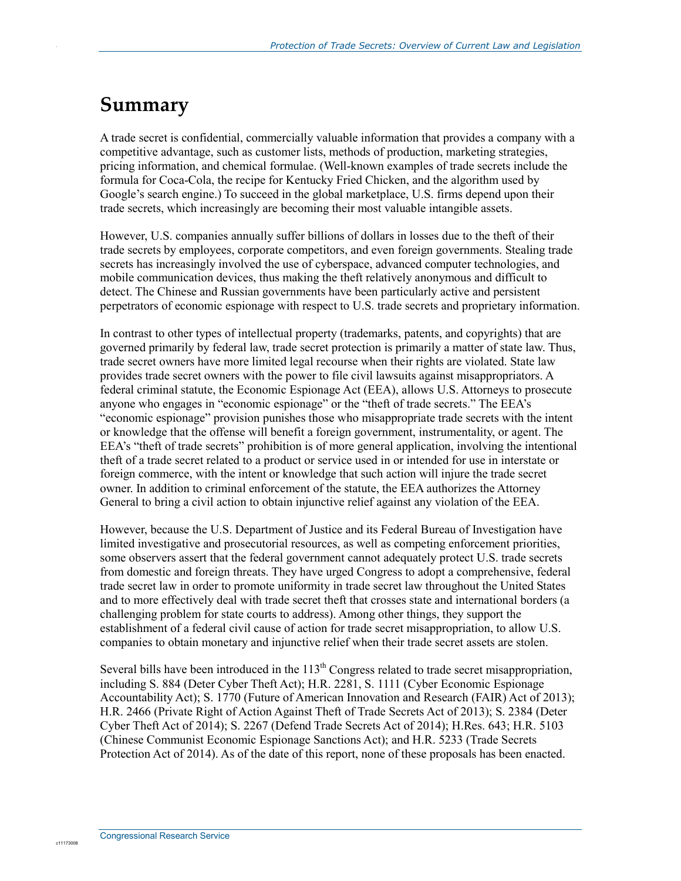# Summary

A trade secret is confidential, commercially valuable information that provides a company with a competitive advantage, such as customer lists, methods of production, marketing strategies, pricing information, and chemical formulae. (Well-known examples of trade secrets include the formula for Coca-Cola, the recipe for Kentucky Fried Chicken, and the algorithm used by Google's search engine.) To succeed in the global marketplace, U.S. firms depend upon their trade secrets, which increasingly are becoming their most valuable intangible assets.

However, U.S. companies annually suffer billions of dollars in losses due to the theft of their trade secrets by employees, corporate competitors, and even foreign governments. Stealing trade secrets has increasingly involved the use of cyberspace, advanced computer technologies, and mobile communication devices, thus making the theft relatively anonymous and difficult to detect. The Chinese and Russian governments have been particularly active and persistent perpetrators of economic espionage with respect to U.S. trade secrets and proprietary information.

In contrast to other types of intellectual property (trademarks, patents, and copyrights) that are governed primarily by federal law, trade secret protection is primarily a matter of state law. Thus, trade secret owners have more limited legal recourse when their rights are violated. State law provides trade secret owners with the power to file civil lawsuits against misappropriators. A federal criminal statute, the Economic Espionage Act (EEA), allows U.S. Attorneys to prosecute anyone who engages in "economic espionage" or the "theft of trade secrets." The EEA's "economic espionage" provision punishes those who misappropriate trade secrets with the intent or knowledge that the offense will benefit a foreign government, instrumentality, or agent. The EEA's "theft of trade secrets" prohibition is of more general application, involving the intentional theft of a trade secret related to a product or service used in or intended for use in interstate or foreign commerce, with the intent or knowledge that such action will injure the trade secret owner. In addition to criminal enforcement of the statute, the EEA authorizes the Attorney General to bring a civil action to obtain injunctive relief against any violation of the EEA.

However, because the U.S. Department of Justice and its Federal Bureau of Investigation have limited investigative and prosecutorial resources, as well as competing enforcement priorities, some observers assert that the federal government cannot adequately protect U.S. trade secrets from domestic and foreign threats. They have urged Congress to adopt a comprehensive, federal trade secret law in order to promote uniformity in trade secret law throughout the United States and to more effectively deal with trade secret theft that crosses state and international borders (a challenging problem for state courts to address). Among other things, they support the establishment of a federal civil cause of action for trade secret misappropriation, to allow U.S. companies to obtain monetary and injunctive relief when their trade secret assets are stolen.

Several bills have been introduced in the 113th Congress related to trade secret misappropriation, including S. 884 (Deter Cyber Theft Act); H.R. 2281, S. 1111 (Cyber Economic Espionage Accountability Act); S. 1770 (Future of American Innovation and Research (FAIR) Act of 2013); H.R. 2466 (Private Right of Action Against Theft of Trade Secrets Act of 2013); S. 2384 (Deter Cyber Theft Act of 2014); S. 2267 (Defend Trade Secrets Act of 2014); H.Res. 643; H.R. 5103 (Chinese Communist Economic Espionage Sanctions Act); and H.R. 5233 (Trade Secrets Protection Act of 2014). As of the date of this report, none of these proposals has been enacted.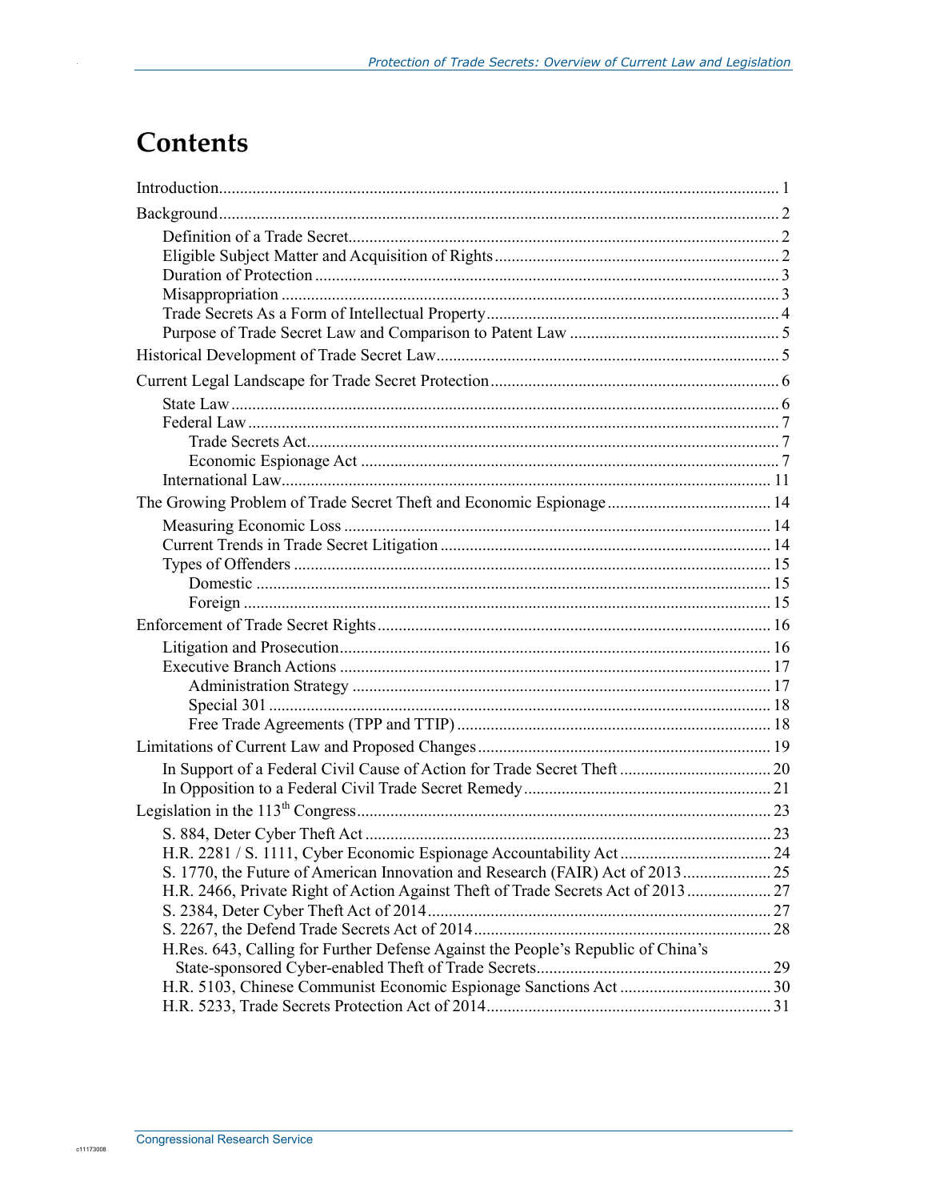# Contents

Introduction .................................................................................................................................... 1

Background .................................................................................................................................... 2

- Definition of a Trade Secret ..................................................................................................... 2
- Eligible Subject Matter and Acquisition of Rights ................................................................... 2
- Duration of Protection ............................................................................................................. 3
- Misappropriation ..................................................................................................................... 3
- Trade Secrets As a Form of Intellectual Property .................................................................... 4
- Purpose of Trade Secret Law and Comparison to Patent Law ................................................. 5

Historical Development of Trade Secret Law ................................................................................. 5

Current Legal Landscape for Trade Secret Protection .................................................................... 6

- State Law ................................................................................................................................. 6
- Federal Law ............................................................................................................................. 7
  - Trade Secrets Act ................................................................................................................ 7
  - Economic Espionage Act .................................................................................................... 7
- International Law ................................................................................................................... 11

The Growing Problem of Trade Secret Theft and Economic Espionage ...................................... 14

- Measuring Economic Loss .................................................................................................... 14
- Current Trends in Trade Secret Litigation ............................................................................. 14
- Types of Offenders ................................................................................................................ 15
  - Domestic ........................................................................................................................... 15
  - Foreign ............................................................................................................................. 15

Enforcement of Trade Secret Rights ............................................................................................ 16

- Litigation and Prosecution ..................................................................................................... 16
- Executive Branch Actions ..................................................................................................... 17
  - Administration Strategy .................................................................................................... 17
  - Special 301 ....................................................................................................................... 18
  - Free Trade Agreements (TPP and TTIP) .......................................................................... 18

Limitations of Current Law and Proposed Changes ..................................................................... 19

- In Support of a Federal Civil Cause of Action for Trade Secret Theft ................................... 20
- In Opposition to a Federal Civil Trade Secret Remedy .......................................................... 21

Legislation in the 113th Congress ................................................................................................. 23

- S. 884, Deter Cyber Theft Act ............................................................................................... 23
- H.R. 2281 / S. 1111, Cyber Economic Espionage Accountability Act ................................... 24
- S. 1770, the Future of American Innovation and Research (FAIR) Act of 2013 .................... 25
- H.R. 2466, Private Right of Action Against Theft of Trade Secrets Act of 2013 .................... 27
- S. 2384, Deter Cyber Theft Act of 2014 ................................................................................. 27
- S. 2267, the Defend Trade Secrets Act of 2014 ..................................................................... 28
- H.Res. 643, Calling for Further Defense Against the People's Republic of China's State-sponsored Cyber-enabled Theft of Trade Secrets ....................................................... 29
- H.R. 5103, Chinese Communist Economic Espionage Sanctions Act ................................... 30
- H.R. 5233, Trade Secrets Protection Act of 2014 .................................................................. 31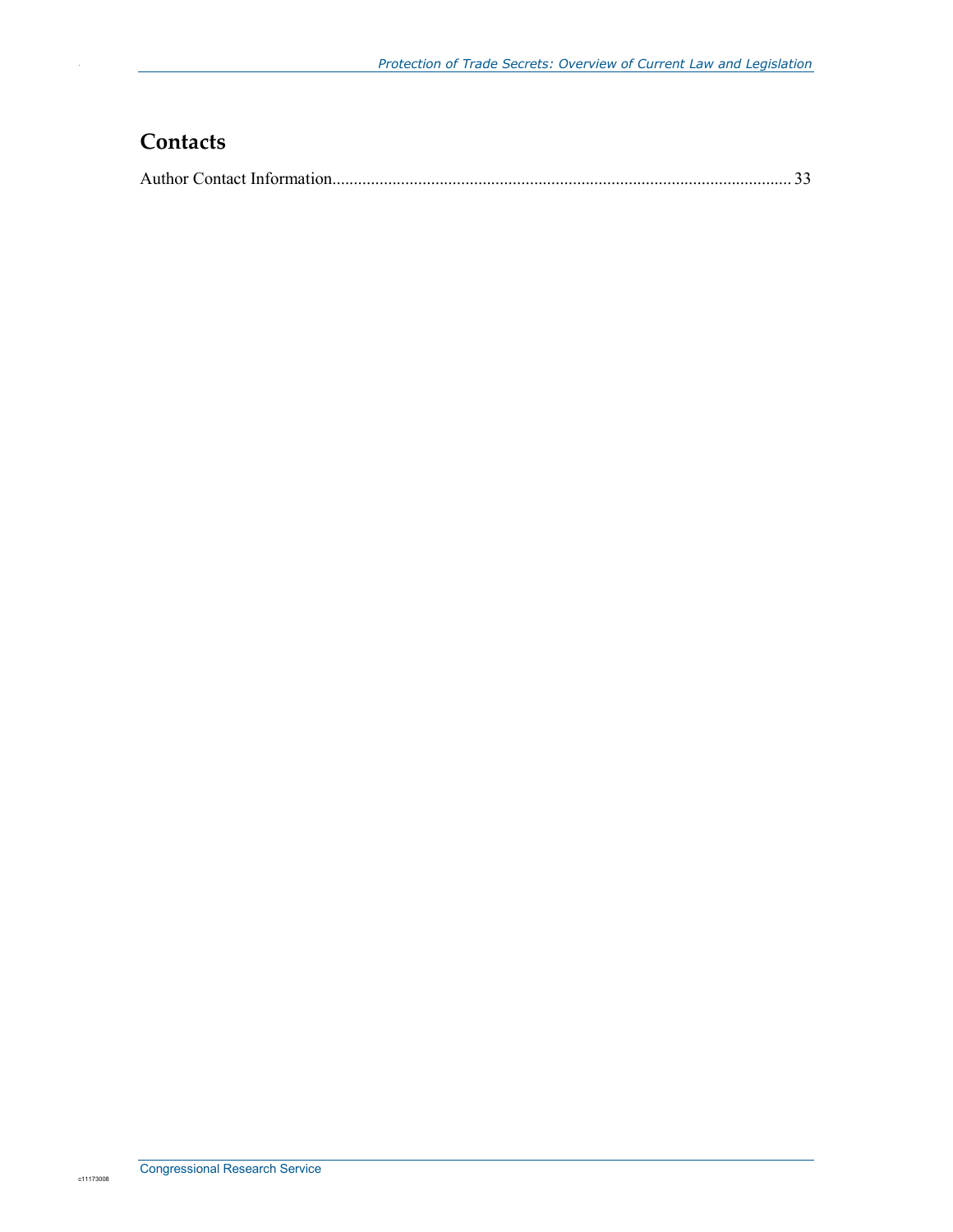## Contacts

Author Contact Information........................................................................................................... 33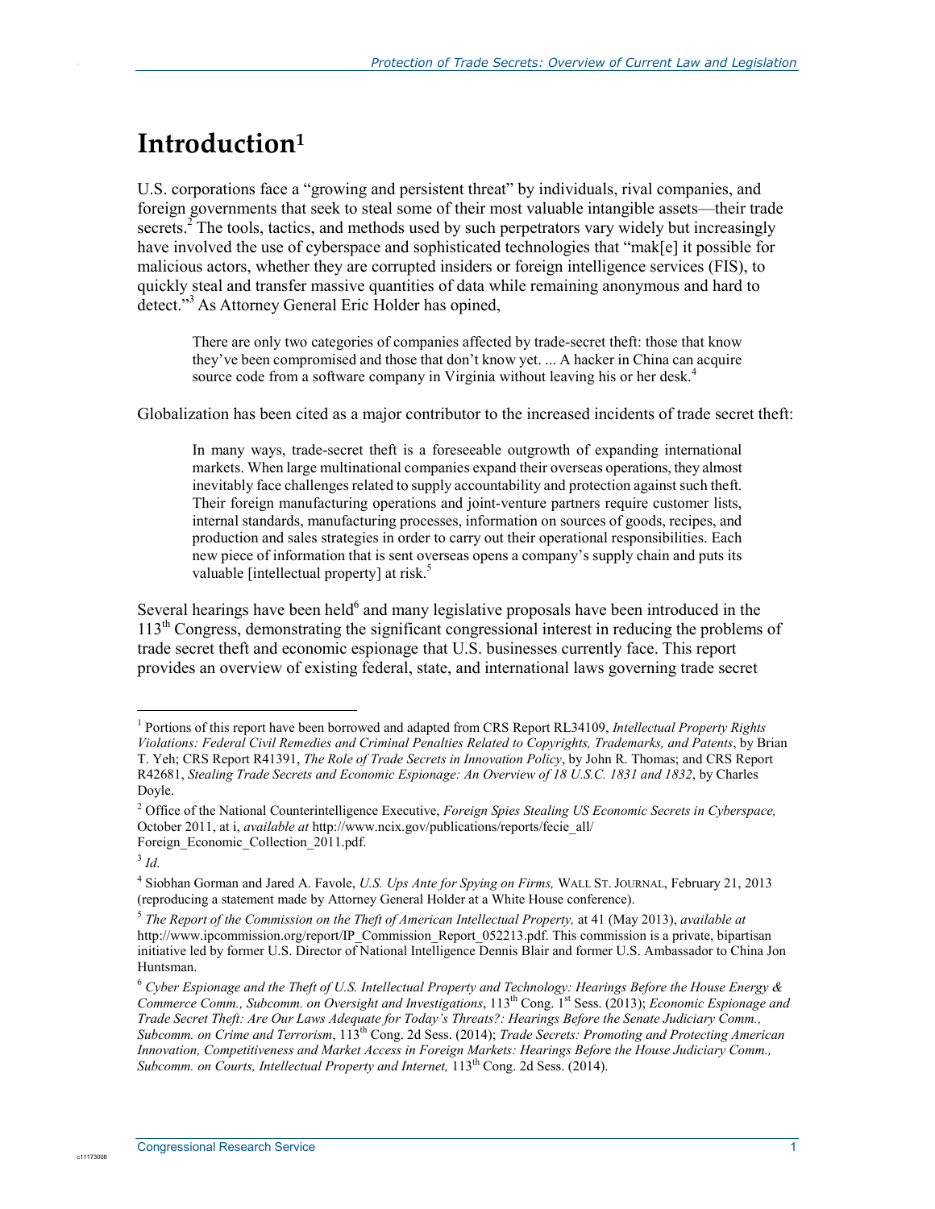# Introduction[1]

U.S. corporations face a "growing and persistent threat" by individuals, rival companies, and foreign governments that seek to steal some of their most valuable intangible assets—their trade secrets.[2] The tools, tactics, and methods used by such perpetrators vary widely but increasingly have involved the use of cyberspace and sophisticated technologies that "mak[e] it possible for malicious actors, whether they are corrupted insiders or foreign intelligence services (FIS), to quickly steal and transfer massive quantities of data while remaining anonymous and hard to detect."[3] As Attorney General Eric Holder has opined,

> There are only two categories of companies affected by trade-secret theft: those that know they've been compromised and those that don't know yet. ... A hacker in China can acquire source code from a software company in Virginia without leaving his or her desk.[4]

Globalization has been cited as a major contributor to the increased incidents of trade secret theft:

> In many ways, trade-secret theft is a foreseeable outgrowth of expanding international markets. When large multinational companies expand their overseas operations, they almost inevitably face challenges related to supply accountability and protection against such theft. Their foreign manufacturing operations and joint-venture partners require customer lists, internal standards, manufacturing processes, information on sources of goods, recipes, and production and sales strategies in order to carry out their operational responsibilities. Each new piece of information that is sent overseas opens a company's supply chain and puts its valuable [intellectual property] at risk.[5]

Several hearings have been held[6] and many legislative proposals have been introduced in the 113th Congress, demonstrating the significant congressional interest in reducing the problems of trade secret theft and economic espionage that U.S. businesses currently face. This report provides an overview of existing federal, state, and international laws governing trade secret

---

[1] Portions of this report have been borrowed and adapted from CRS Report RL34109, *Intellectual Property Rights Violations: Federal Civil Remedies and Criminal Penalties Related to Copyrights, Trademarks, and Patents*, by Brian T. Yeh; CRS Report R41391, *The Role of Trade Secrets in Innovation Policy*, by John R. Thomas; and CRS Report R42681, *Stealing Trade Secrets and Economic Espionage: An Overview of 18 U.S.C. 1831 and 1832*, by Charles Doyle.

[2] Office of the National Counterintelligence Executive, *Foreign Spies Stealing US Economic Secrets in Cyberspace,* October 2011, at i, *available at* http://www.ncix.gov/publications/reports/fecie_all/Foreign_Economic_Collection_2011.pdf.

[3] *Id.*

[4] Siobhan Gorman and Jared A. Favole, *U.S. Ups Ante for Spying on Firms,* WALL ST. JOURNAL, February 21, 2013 (reproducing a statement made by Attorney General Holder at a White House conference).

[5] *The Report of the Commission on the Theft of American Intellectual Property,* at 41 (May 2013), *available at* http://www.ipcommission.org/report/IP_Commission_Report_052213.pdf. This commission is a private, bipartisan initiative led by former U.S. Director of National Intelligence Dennis Blair and former U.S. Ambassador to China Jon Huntsman.

[6] *Cyber Espionage and the Theft of U.S. Intellectual Property and Technology: Hearings Before the House Energy & Commerce Comm., Subcomm. on Oversight and Investigations*, 113th Cong. 1st Sess. (2013); *Economic Espionage and Trade Secret Theft: Are Our Laws Adequate for Today's Threats?: Hearings Before the Senate Judiciary Comm., Subcomm. on Crime and Terrorism*, 113th Cong. 2d Sess. (2014); *Trade Secrets: Promoting and Protecting American Innovation, Competitiveness and Market Access in Foreign Markets: Hearings Before the House Judiciary Comm., Subcomm. on Courts, Intellectual Property and Internet,* 113th Cong. 2d Sess. (2014).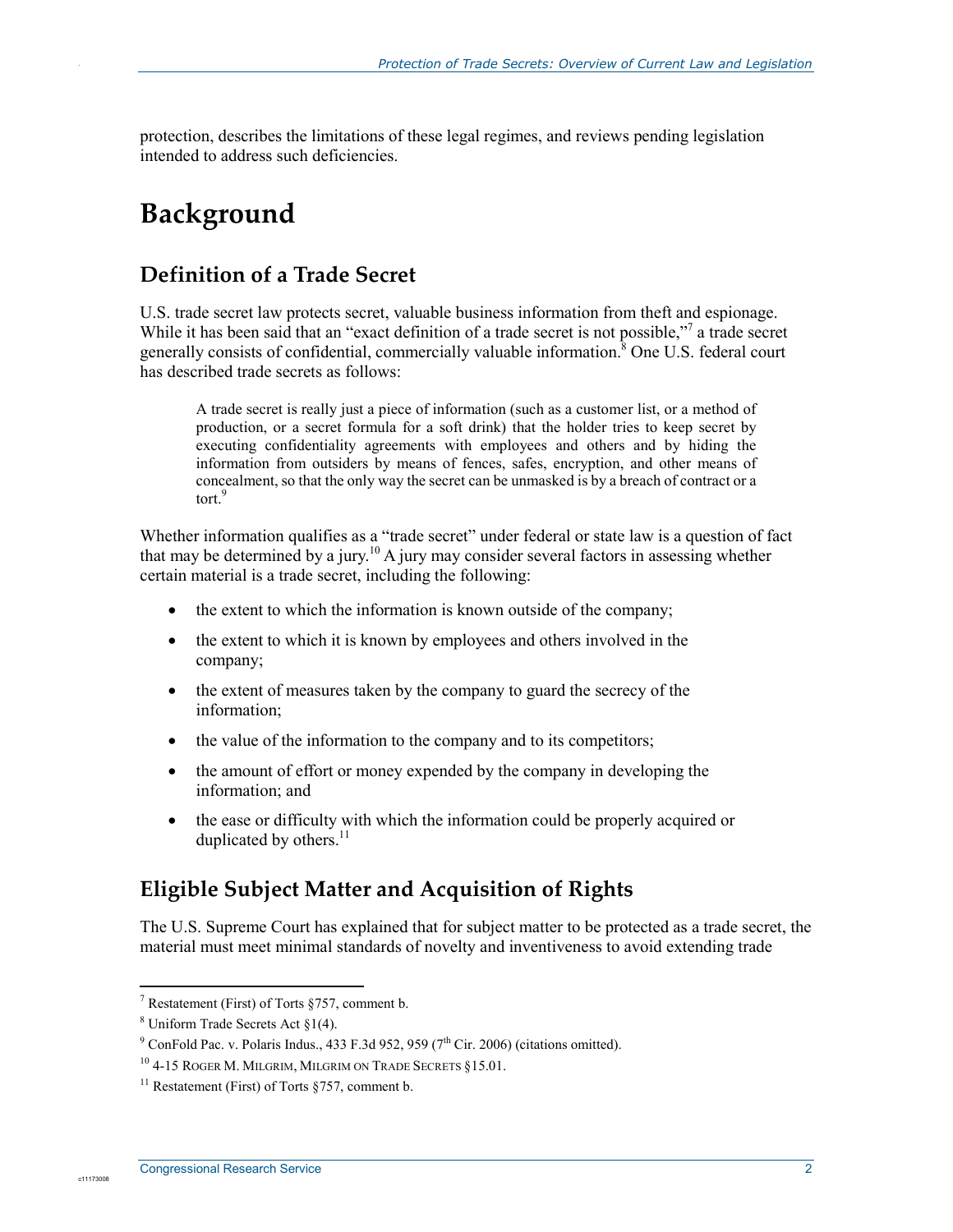protection, describes the limitations of these legal regimes, and reviews pending legislation intended to address such deficiencies.

# Background

## Definition of a Trade Secret

U.S. trade secret law protects secret, valuable business information from theft and espionage. While it has been said that an "exact definition of a trade secret is not possible,"[7] a trade secret generally consists of confidential, commercially valuable information.[8] One U.S. federal court has described trade secrets as follows:

> A trade secret is really just a piece of information (such as a customer list, or a method of production, or a secret formula for a soft drink) that the holder tries to keep secret by executing confidentiality agreements with employees and others and by hiding the information from outsiders by means of fences, safes, encryption, and other means of concealment, so that the only way the secret can be unmasked is by a breach of contract or a tort.[9]

Whether information qualifies as a "trade secret" under federal or state law is a question of fact that may be determined by a jury.[10] A jury may consider several factors in assessing whether certain material is a trade secret, including the following:

- the extent to which the information is known outside of the company;
- the extent to which it is known by employees and others involved in the company;
- the extent of measures taken by the company to guard the secrecy of the information;
- the value of the information to the company and to its competitors;
- the amount of effort or money expended by the company in developing the information; and
- the ease or difficulty with which the information could be properly acquired or duplicated by others.[11]

## Eligible Subject Matter and Acquisition of Rights

The U.S. Supreme Court has explained that for subject matter to be protected as a trade secret, the material must meet minimal standards of novelty and inventiveness to avoid extending trade

---

[7] Restatement (First) of Torts §757, comment b.

[8] Uniform Trade Secrets Act §1(4).

[9] ConFold Pac. v. Polaris Indus., 433 F.3d 952, 959 (7th Cir. 2006) (citations omitted).

[10] 4-15 Roger M. Milgrim, Milgrim on Trade Secrets §15.01.

[11] Restatement (First) of Torts §757, comment b.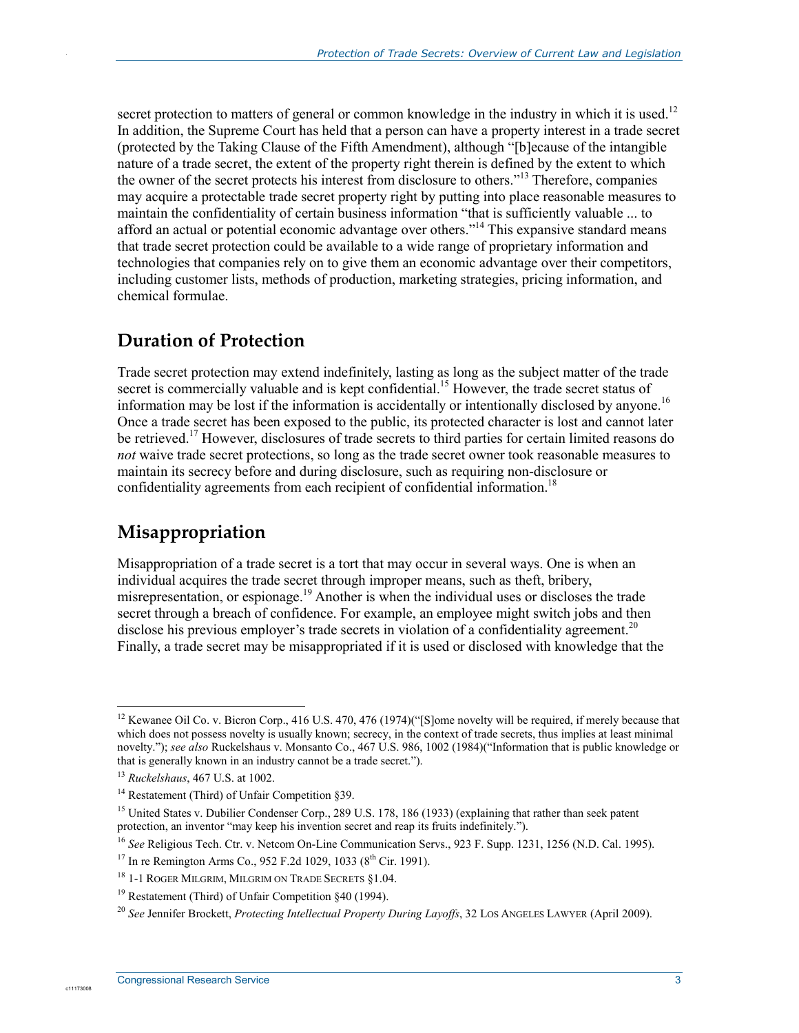secret protection to matters of general or common knowledge in the industry in which it is used.[12] In addition, the Supreme Court has held that a person can have a property interest in a trade secret (protected by the Taking Clause of the Fifth Amendment), although "[b]ecause of the intangible nature of a trade secret, the extent of the property right therein is defined by the extent to which the owner of the secret protects his interest from disclosure to others."[13] Therefore, companies may acquire a protectable trade secret property right by putting into place reasonable measures to maintain the confidentiality of certain business information "that is sufficiently valuable ... to afford an actual or potential economic advantage over others."[14] This expansive standard means that trade secret protection could be available to a wide range of proprietary information and technologies that companies rely on to give them an economic advantage over their competitors, including customer lists, methods of production, marketing strategies, pricing information, and chemical formulae.

## Duration of Protection

Trade secret protection may extend indefinitely, lasting as long as the subject matter of the trade secret is commercially valuable and is kept confidential.[15] However, the trade secret status of information may be lost if the information is accidentally or intentionally disclosed by anyone.[16] Once a trade secret has been exposed to the public, its protected character is lost and cannot later be retrieved.[17] However, disclosures of trade secrets to third parties for certain limited reasons do *not* waive trade secret protections, so long as the trade secret owner took reasonable measures to maintain its secrecy before and during disclosure, such as requiring non-disclosure or confidentiality agreements from each recipient of confidential information.[18]

## Misappropriation

Misappropriation of a trade secret is a tort that may occur in several ways. One is when an individual acquires the trade secret through improper means, such as theft, bribery, misrepresentation, or espionage.[19] Another is when the individual uses or discloses the trade secret through a breach of confidence. For example, an employee might switch jobs and then disclose his previous employer's trade secrets in violation of a confidentiality agreement.[20] Finally, a trade secret may be misappropriated if it is used or disclosed with knowledge that the

---

[12] Kewanee Oil Co. v. Bicron Corp., 416 U.S. 470, 476 (1974)("[S]ome novelty will be required, if merely because that which does not possess novelty is usually known; secrecy, in the context of trade secrets, thus implies at least minimal novelty."); *see also* Ruckelshaus v. Monsanto Co., 467 U.S. 986, 1002 (1984)("Information that is public knowledge or that is generally known in an industry cannot be a trade secret.").

[13] *Ruckelshaus*, 467 U.S. at 1002.

[14] Restatement (Third) of Unfair Competition §39.

[15] United States v. Dubilier Condenser Corp., 289 U.S. 178, 186 (1933) (explaining that rather than seek patent protection, an inventor "may keep his invention secret and reap its fruits indefinitely.").

[16] *See* Religious Tech. Ctr. v. Netcom On-Line Communication Servs., 923 F. Supp. 1231, 1256 (N.D. Cal. 1995).

[17] In re Remington Arms Co., 952 F.2d 1029, 1033 (8th Cir. 1991).

[18] 1-1 Roger Milgrim, Milgrim on Trade Secrets §1.04.

[19] Restatement (Third) of Unfair Competition §40 (1994).

[20] *See* Jennifer Brockett, *Protecting Intellectual Property During Layoffs*, 32 Los Angeles Lawyer (April 2009).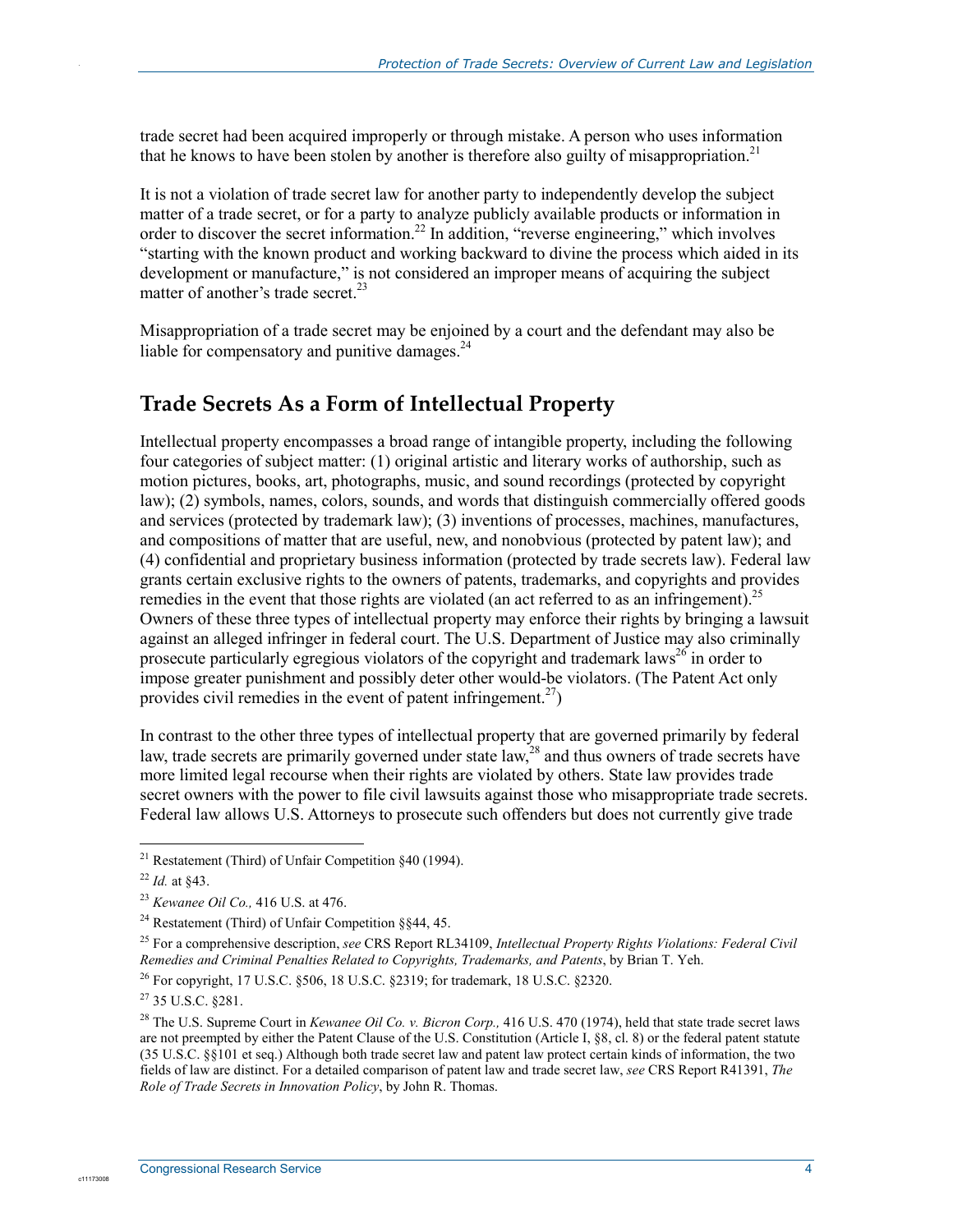trade secret had been acquired improperly or through mistake. A person who uses information that he knows to have been stolen by another is therefore also guilty of misappropriation.[21]

It is not a violation of trade secret law for another party to independently develop the subject matter of a trade secret, or for a party to analyze publicly available products or information in order to discover the secret information.[22] In addition, "reverse engineering," which involves "starting with the known product and working backward to divine the process which aided in its development or manufacture," is not considered an improper means of acquiring the subject matter of another's trade secret.[23]

Misappropriation of a trade secret may be enjoined by a court and the defendant may also be liable for compensatory and punitive damages.[24]

## Trade Secrets As a Form of Intellectual Property

Intellectual property encompasses a broad range of intangible property, including the following four categories of subject matter: (1) original artistic and literary works of authorship, such as motion pictures, books, art, photographs, music, and sound recordings (protected by copyright law); (2) symbols, names, colors, sounds, and words that distinguish commercially offered goods and services (protected by trademark law); (3) inventions of processes, machines, manufactures, and compositions of matter that are useful, new, and nonobvious (protected by patent law); and (4) confidential and proprietary business information (protected by trade secrets law). Federal law grants certain exclusive rights to the owners of patents, trademarks, and copyrights and provides remedies in the event that those rights are violated (an act referred to as an infringement).[25] Owners of these three types of intellectual property may enforce their rights by bringing a lawsuit against an alleged infringer in federal court. The U.S. Department of Justice may also criminally prosecute particularly egregious violators of the copyright and trademark laws[26] in order to impose greater punishment and possibly deter other would-be violators. (The Patent Act only provides civil remedies in the event of patent infringement.[27])

In contrast to the other three types of intellectual property that are governed primarily by federal law, trade secrets are primarily governed under state law,[28] and thus owners of trade secrets have more limited legal recourse when their rights are violated by others. State law provides trade secret owners with the power to file civil lawsuits against those who misappropriate trade secrets. Federal law allows U.S. Attorneys to prosecute such offenders but does not currently give trade

---

[21] Restatement (Third) of Unfair Competition §40 (1994).

[22] *Id.* at §43.

[23] *Kewanee Oil Co.,* 416 U.S. at 476.

[24] Restatement (Third) of Unfair Competition §§44, 45.

[25] For a comprehensive description, *see* CRS Report RL34109, *Intellectual Property Rights Violations: Federal Civil Remedies and Criminal Penalties Related to Copyrights, Trademarks, and Patents*, by Brian T. Yeh.

[26] For copyright, 17 U.S.C. §506, 18 U.S.C. §2319; for trademark, 18 U.S.C. §2320.

[27] 35 U.S.C. §281.

[28] The U.S. Supreme Court in *Kewanee Oil Co. v. Bicron Corp.,* 416 U.S. 470 (1974), held that state trade secret laws are not preempted by either the Patent Clause of the U.S. Constitution (Article I, §8, cl. 8) or the federal patent statute (35 U.S.C. §§101 et seq.) Although both trade secret law and patent law protect certain kinds of information, the two fields of law are distinct. For a detailed comparison of patent law and trade secret law, *see* CRS Report R41391, *The Role of Trade Secrets in Innovation Policy*, by John R. Thomas.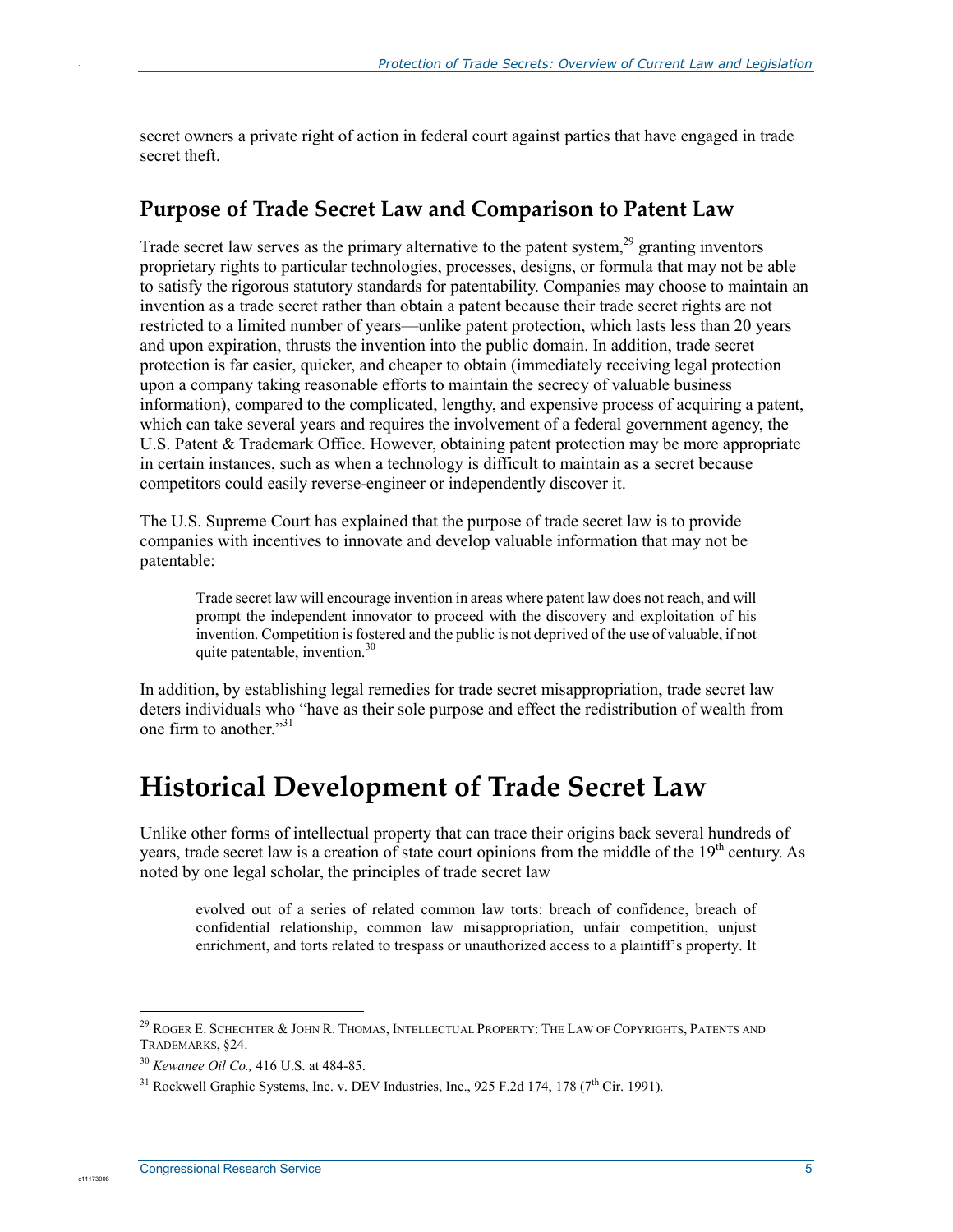secret owners a private right of action in federal court against parties that have engaged in trade secret theft.

### Purpose of Trade Secret Law and Comparison to Patent Law

Trade secret law serves as the primary alternative to the patent system,[29] granting inventors proprietary rights to particular technologies, processes, designs, or formula that may not be able to satisfy the rigorous statutory standards for patentability. Companies may choose to maintain an invention as a trade secret rather than obtain a patent because their trade secret rights are not restricted to a limited number of years—unlike patent protection, which lasts less than 20 years and upon expiration, thrusts the invention into the public domain. In addition, trade secret protection is far easier, quicker, and cheaper to obtain (immediately receiving legal protection upon a company taking reasonable efforts to maintain the secrecy of valuable business information), compared to the complicated, lengthy, and expensive process of acquiring a patent, which can take several years and requires the involvement of a federal government agency, the U.S. Patent & Trademark Office. However, obtaining patent protection may be more appropriate in certain instances, such as when a technology is difficult to maintain as a secret because competitors could easily reverse-engineer or independently discover it.

The U.S. Supreme Court has explained that the purpose of trade secret law is to provide companies with incentives to innovate and develop valuable information that may not be patentable:

> Trade secret law will encourage invention in areas where patent law does not reach, and will prompt the independent innovator to proceed with the discovery and exploitation of his invention. Competition is fostered and the public is not deprived of the use of valuable, if not quite patentable, invention.[30]

In addition, by establishing legal remedies for trade secret misappropriation, trade secret law deters individuals who "have as their sole purpose and effect the redistribution of wealth from one firm to another."[31]

## Historical Development of Trade Secret Law

Unlike other forms of intellectual property that can trace their origins back several hundreds of years, trade secret law is a creation of state court opinions from the middle of the 19th century. As noted by one legal scholar, the principles of trade secret law

> evolved out of a series of related common law torts: breach of confidence, breach of confidential relationship, common law misappropriation, unfair competition, unjust enrichment, and torts related to trespass or unauthorized access to a plaintiff's property. It

---

[29] Roger E. Schechter & John R. Thomas, Intellectual Property: The Law of Copyrights, Patents and Trademarks, §24.

[30] *Kewanee Oil Co.,* 416 U.S. at 484-85.

[31] Rockwell Graphic Systems, Inc. v. DEV Industries, Inc., 925 F.2d 174, 178 (7th Cir. 1991).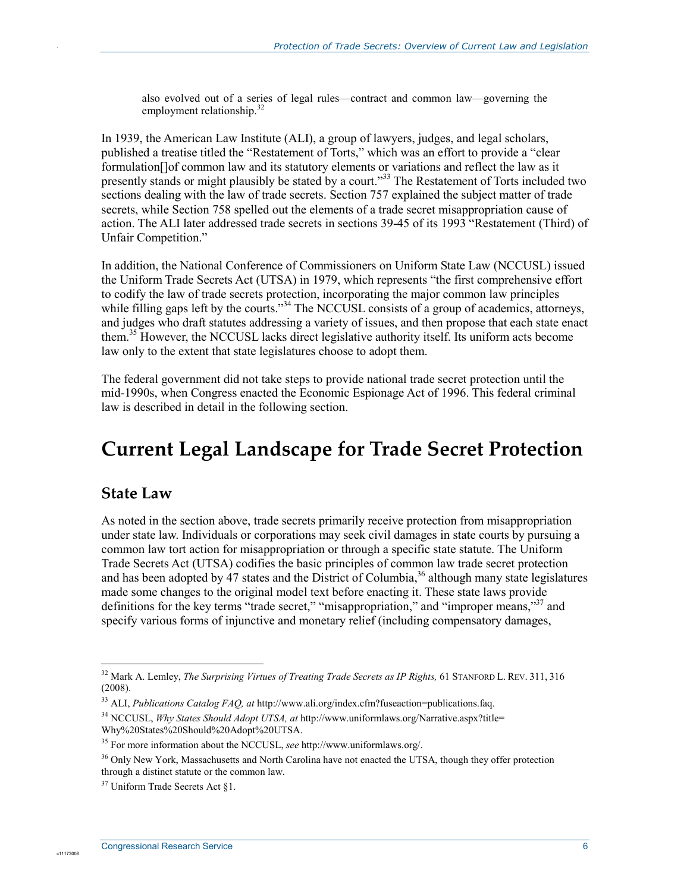> also evolved out of a series of legal rules—contract and common law—governing the employment relationship.[32]

In 1939, the American Law Institute (ALI), a group of lawyers, judges, and legal scholars, published a treatise titled the "Restatement of Torts," which was an effort to provide a "clear formulation[]of common law and its statutory elements or variations and reflect the law as it presently stands or might plausibly be stated by a court."[33] The Restatement of Torts included two sections dealing with the law of trade secrets. Section 757 explained the subject matter of trade secrets, while Section 758 spelled out the elements of a trade secret misappropriation cause of action. The ALI later addressed trade secrets in sections 39-45 of its 1993 "Restatement (Third) of Unfair Competition."

In addition, the National Conference of Commissioners on Uniform State Law (NCCUSL) issued the Uniform Trade Secrets Act (UTSA) in 1979, which represents "the first comprehensive effort to codify the law of trade secrets protection, incorporating the major common law principles while filling gaps left by the courts."[34] The NCCUSL consists of a group of academics, attorneys, and judges who draft statutes addressing a variety of issues, and then propose that each state enact them.[35] However, the NCCUSL lacks direct legislative authority itself. Its uniform acts become law only to the extent that state legislatures choose to adopt them.

The federal government did not take steps to provide national trade secret protection until the mid-1990s, when Congress enacted the Economic Espionage Act of 1996. This federal criminal law is described in detail in the following section.

# Current Legal Landscape for Trade Secret Protection

## State Law

As noted in the section above, trade secrets primarily receive protection from misappropriation under state law. Individuals or corporations may seek civil damages in state courts by pursuing a common law tort action for misappropriation or through a specific state statute. The Uniform Trade Secrets Act (UTSA) codifies the basic principles of common law trade secret protection and has been adopted by 47 states and the District of Columbia,[36] although many state legislatures made some changes to the original model text before enacting it. These state laws provide definitions for the key terms "trade secret," "misappropriation," and "improper means,"[37] and specify various forms of injunctive and monetary relief (including compensatory damages,

---

[32] Mark A. Lemley, *The Surprising Virtues of Treating Trade Secrets as IP Rights,* 61 STANFORD L. REV. 311, 316 (2008).

[33] ALI, *Publications Catalog FAQ, at* http://www.ali.org/index.cfm?fuseaction=publications.faq.

[34] NCCUSL, *Why States Should Adopt UTSA, at* http://www.uniformlaws.org/Narrative.aspx?title=Why%20States%20Should%20Adopt%20UTSA.

[35] For more information about the NCCUSL, *see* http://www.uniformlaws.org/.

[36] Only New York, Massachusetts and North Carolina have not enacted the UTSA, though they offer protection through a distinct statute or the common law.

[37] Uniform Trade Secrets Act §1.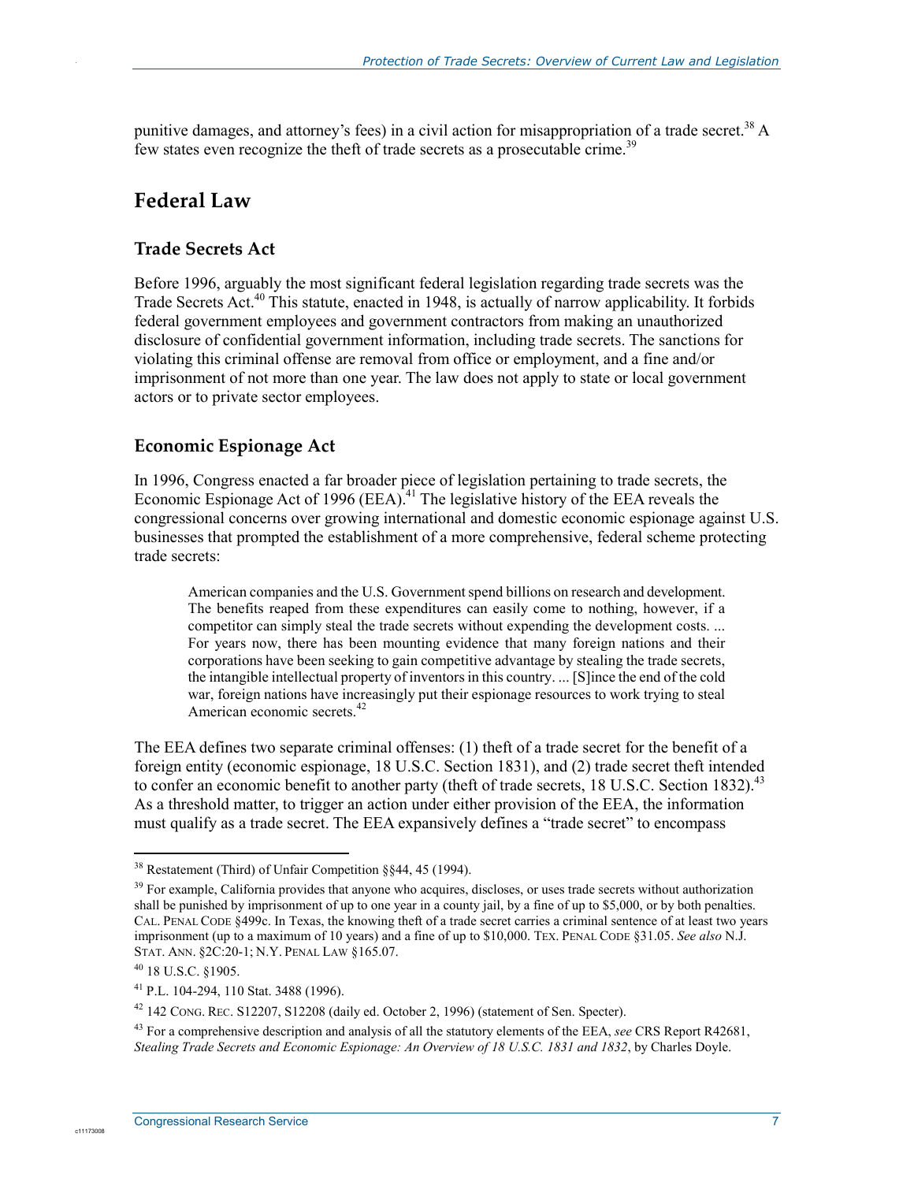punitive damages, and attorney's fees) in a civil action for misappropriation of a trade secret.[38] A few states even recognize the theft of trade secrets as a prosecutable crime.[39]

## Federal Law

### Trade Secrets Act

Before 1996, arguably the most significant federal legislation regarding trade secrets was the Trade Secrets Act.[40] This statute, enacted in 1948, is actually of narrow applicability. It forbids federal government employees and government contractors from making an unauthorized disclosure of confidential government information, including trade secrets. The sanctions for violating this criminal offense are removal from office or employment, and a fine and/or imprisonment of not more than one year. The law does not apply to state or local government actors or to private sector employees.

### Economic Espionage Act

In 1996, Congress enacted a far broader piece of legislation pertaining to trade secrets, the Economic Espionage Act of 1996 (EEA).[41] The legislative history of the EEA reveals the congressional concerns over growing international and domestic economic espionage against U.S. businesses that prompted the establishment of a more comprehensive, federal scheme protecting trade secrets:

> American companies and the U.S. Government spend billions on research and development. The benefits reaped from these expenditures can easily come to nothing, however, if a competitor can simply steal the trade secrets without expending the development costs. ... For years now, there has been mounting evidence that many foreign nations and their corporations have been seeking to gain competitive advantage by stealing the trade secrets, the intangible intellectual property of inventors in this country. ... [S]ince the end of the cold war, foreign nations have increasingly put their espionage resources to work trying to steal American economic secrets.[42]

The EEA defines two separate criminal offenses: (1) theft of a trade secret for the benefit of a foreign entity (economic espionage, 18 U.S.C. Section 1831), and (2) trade secret theft intended to confer an economic benefit to another party (theft of trade secrets, 18 U.S.C. Section 1832).[43] As a threshold matter, to trigger an action under either provision of the EEA, the information must qualify as a trade secret. The EEA expansively defines a "trade secret" to encompass

---

[38] Restatement (Third) of Unfair Competition §§44, 45 (1994).

[39] For example, California provides that anyone who acquires, discloses, or uses trade secrets without authorization shall be punished by imprisonment of up to one year in a county jail, by a fine of up to $5,000, or by both penalties. CAL. PENAL CODE §499c. In Texas, the knowing theft of a trade secret carries a criminal sentence of at least two years imprisonment (up to a maximum of 10 years) and a fine of up to $10,000. TEX. PENAL CODE §31.05. *See also* N.J. STAT. ANN. §2C:20-1; N.Y. PENAL LAW §165.07.

[40] 18 U.S.C. §1905.

[41] P.L. 104-294, 110 Stat. 3488 (1996).

[42] 142 CONG. REC. S12207, S12208 (daily ed. October 2, 1996) (statement of Sen. Specter).

[43] For a comprehensive description and analysis of all the statutory elements of the EEA, *see* CRS Report R42681, *Stealing Trade Secrets and Economic Espionage: An Overview of 18 U.S.C. 1831 and 1832*, by Charles Doyle.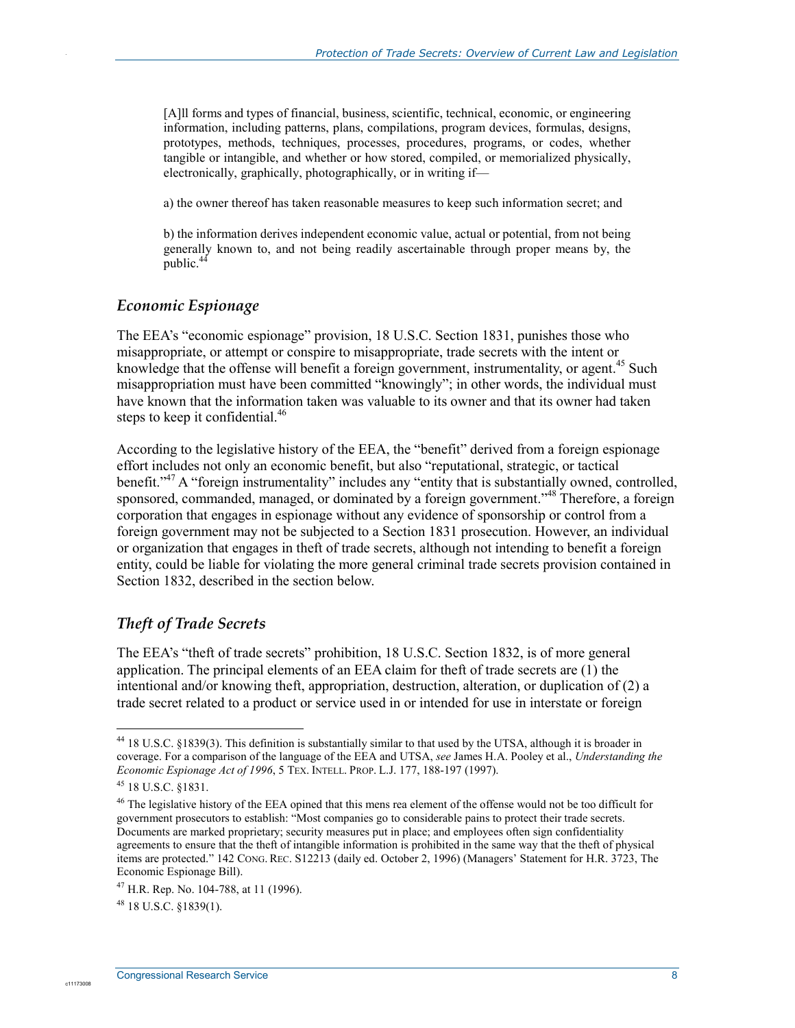> [A]ll forms and types of financial, business, scientific, technical, economic, or engineering information, including patterns, plans, compilations, program devices, formulas, designs, prototypes, methods, techniques, processes, procedures, programs, or codes, whether tangible or intangible, and whether or how stored, compiled, or memorialized physically, electronically, graphically, photographically, or in writing if—
>
> a) the owner thereof has taken reasonable measures to keep such information secret; and
>
> b) the information derives independent economic value, actual or potential, from not being generally known to, and not being readily ascertainable through proper means by, the public.[44]

### *Economic Espionage*

The EEA's "economic espionage" provision, 18 U.S.C. Section 1831, punishes those who misappropriate, or attempt or conspire to misappropriate, trade secrets with the intent or knowledge that the offense will benefit a foreign government, instrumentality, or agent.[45] Such misappropriation must have been committed "knowingly"; in other words, the individual must have known that the information taken was valuable to its owner and that its owner had taken steps to keep it confidential.[46]

According to the legislative history of the EEA, the "benefit" derived from a foreign espionage effort includes not only an economic benefit, but also "reputational, strategic, or tactical benefit."[47] A "foreign instrumentality" includes any "entity that is substantially owned, controlled, sponsored, commanded, managed, or dominated by a foreign government."[48] Therefore, a foreign corporation that engages in espionage without any evidence of sponsorship or control from a foreign government may not be subjected to a Section 1831 prosecution. However, an individual or organization that engages in theft of trade secrets, although not intending to benefit a foreign entity, could be liable for violating the more general criminal trade secrets provision contained in Section 1832, described in the section below.

### *Theft of Trade Secrets*

The EEA's "theft of trade secrets" prohibition, 18 U.S.C. Section 1832, is of more general application. The principal elements of an EEA claim for theft of trade secrets are (1) the intentional and/or knowing theft, appropriation, destruction, alteration, or duplication of (2) a trade secret related to a product or service used in or intended for use in interstate or foreign

---

[44] 18 U.S.C. §1839(3). This definition is substantially similar to that used by the UTSA, although it is broader in coverage. For a comparison of the language of the EEA and UTSA, *see* James H.A. Pooley et al., *Understanding the Economic Espionage Act of 1996*, 5 TEX. INTELL. PROP. L.J. 177, 188-197 (1997).

[45] 18 U.S.C. §1831.

[46] The legislative history of the EEA opined that this mens rea element of the offense would not be too difficult for government prosecutors to establish: "Most companies go to considerable pains to protect their trade secrets. Documents are marked proprietary; security measures put in place; and employees often sign confidentiality agreements to ensure that the theft of intangible information is prohibited in the same way that the theft of physical items are protected." 142 CONG. REC. S12213 (daily ed. October 2, 1996) (Managers' Statement for H.R. 3723, The Economic Espionage Bill).

[47] H.R. Rep. No. 104-788, at 11 (1996).

[48] 18 U.S.C. §1839(1).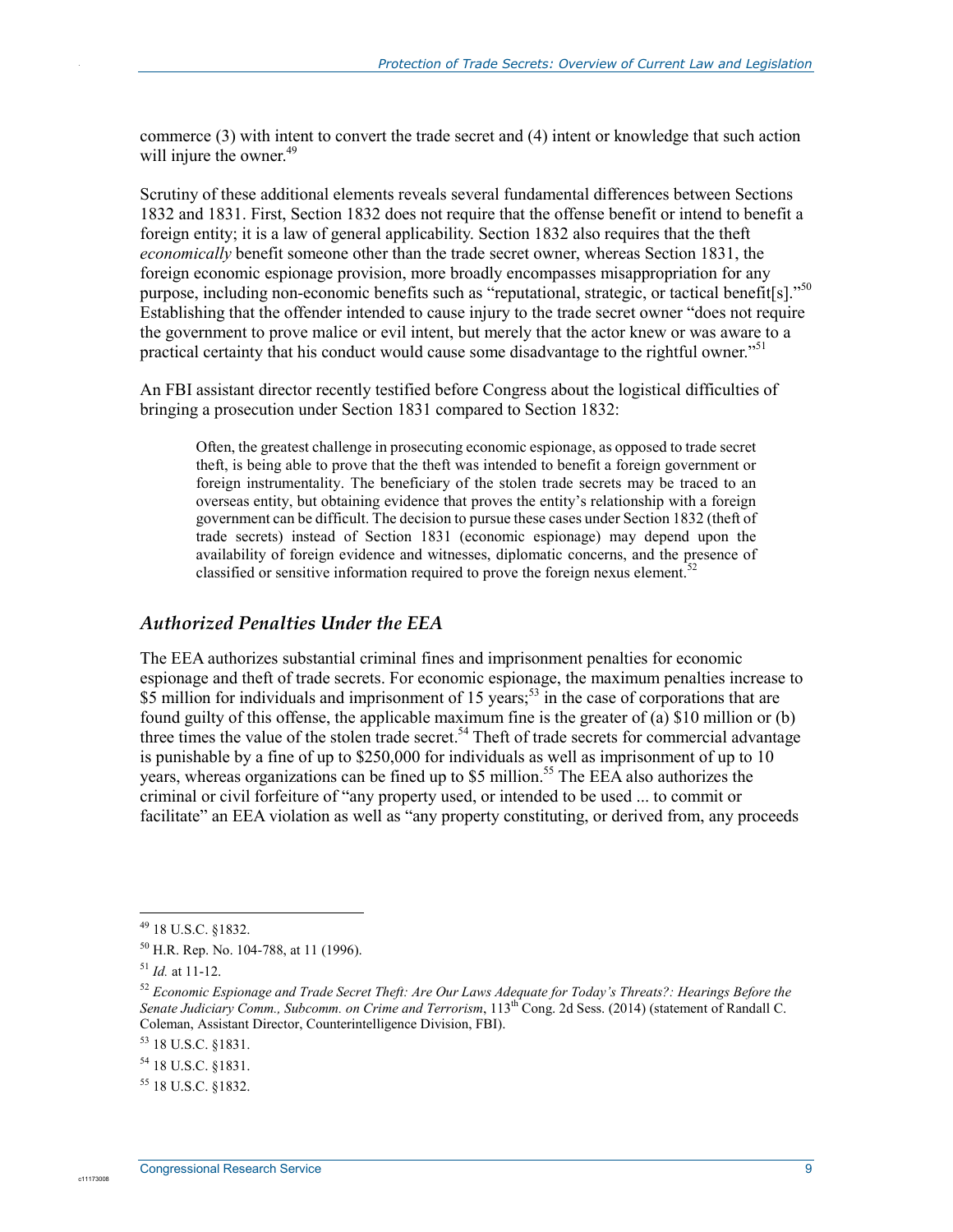commerce (3) with intent to convert the trade secret and (4) intent or knowledge that such action will injure the owner.[49]

Scrutiny of these additional elements reveals several fundamental differences between Sections 1832 and 1831. First, Section 1832 does not require that the offense benefit or intend to benefit a foreign entity; it is a law of general applicability. Section 1832 also requires that the theft *economically* benefit someone other than the trade secret owner, whereas Section 1831, the foreign economic espionage provision, more broadly encompasses misappropriation for any purpose, including non-economic benefits such as "reputational, strategic, or tactical benefit[s]."[50] Establishing that the offender intended to cause injury to the trade secret owner "does not require the government to prove malice or evil intent, but merely that the actor knew or was aware to a practical certainty that his conduct would cause some disadvantage to the rightful owner."[51]

An FBI assistant director recently testified before Congress about the logistical difficulties of bringing a prosecution under Section 1831 compared to Section 1832:

> Often, the greatest challenge in prosecuting economic espionage, as opposed to trade secret theft, is being able to prove that the theft was intended to benefit a foreign government or foreign instrumentality. The beneficiary of the stolen trade secrets may be traced to an overseas entity, but obtaining evidence that proves the entity's relationship with a foreign government can be difficult. The decision to pursue these cases under Section 1832 (theft of trade secrets) instead of Section 1831 (economic espionage) may depend upon the availability of foreign evidence and witnesses, diplomatic concerns, and the presence of classified or sensitive information required to prove the foreign nexus element.[52]

### *Authorized Penalties Under the EEA*

The EEA authorizes substantial criminal fines and imprisonment penalties for economic espionage and theft of trade secrets. For economic espionage, the maximum penalties increase to \$5 million for individuals and imprisonment of 15 years;[53] in the case of corporations that are found guilty of this offense, the applicable maximum fine is the greater of (a) \$10 million or (b) three times the value of the stolen trade secret.[54] Theft of trade secrets for commercial advantage is punishable by a fine of up to \$250,000 for individuals as well as imprisonment of up to 10 years, whereas organizations can be fined up to \$5 million.[55] The EEA also authorizes the criminal or civil forfeiture of "any property used, or intended to be used ... to commit or facilitate" an EEA violation as well as "any property constituting, or derived from, any proceeds

---

[49] 18 U.S.C. §1832.

[50] H.R. Rep. No. 104-788, at 11 (1996).

[51] *Id.* at 11-12.

[52] *Economic Espionage and Trade Secret Theft: Are Our Laws Adequate for Today's Threats?: Hearings Before the Senate Judiciary Comm., Subcomm. on Crime and Terrorism*, 113th Cong. 2d Sess. (2014) (statement of Randall C. Coleman, Assistant Director, Counterintelligence Division, FBI).

[53] 18 U.S.C. §1831.

[54] 18 U.S.C. §1831.

[55] 18 U.S.C. §1832.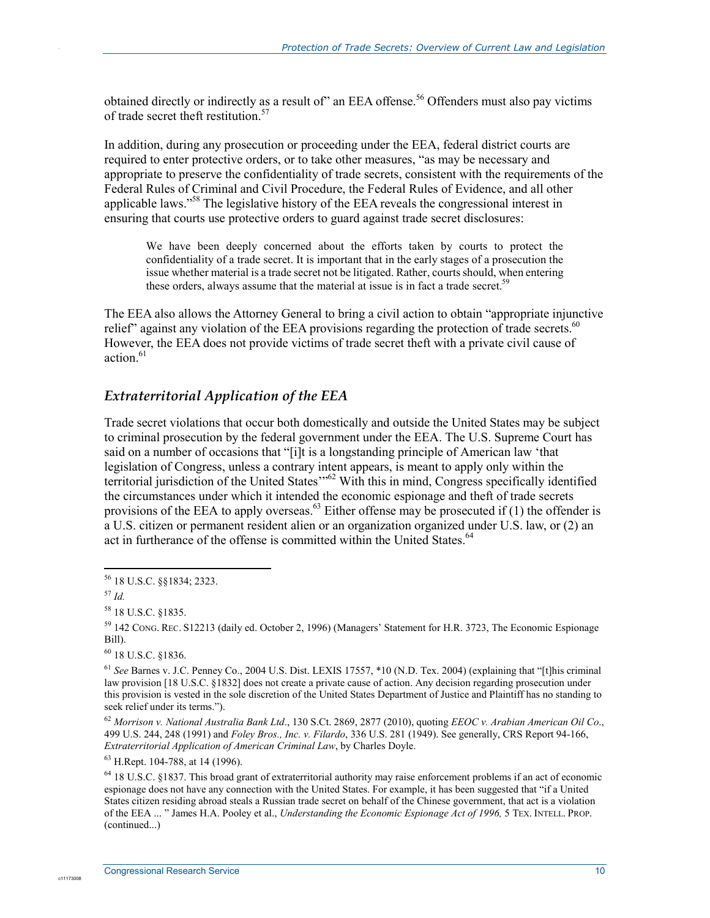obtained directly or indirectly as a result of" an EEA offense.[56] Offenders must also pay victims of trade secret theft restitution.[57]

In addition, during any prosecution or proceeding under the EEA, federal district courts are required to enter protective orders, or to take other measures, "as may be necessary and appropriate to preserve the confidentiality of trade secrets, consistent with the requirements of the Federal Rules of Criminal and Civil Procedure, the Federal Rules of Evidence, and all other applicable laws."[58] The legislative history of the EEA reveals the congressional interest in ensuring that courts use protective orders to guard against trade secret disclosures:

> We have been deeply concerned about the efforts taken by courts to protect the confidentiality of a trade secret. It is important that in the early stages of a prosecution the issue whether material is a trade secret not be litigated. Rather, courts should, when entering these orders, always assume that the material at issue is in fact a trade secret.[59]

The EEA also allows the Attorney General to bring a civil action to obtain "appropriate injunctive relief" against any violation of the EEA provisions regarding the protection of trade secrets.[60] However, the EEA does not provide victims of trade secret theft with a private civil cause of action.[61]

## *Extraterritorial Application of the EEA*

Trade secret violations that occur both domestically and outside the United States may be subject to criminal prosecution by the federal government under the EEA. The U.S. Supreme Court has said on a number of occasions that "[i]t is a longstanding principle of American law 'that legislation of Congress, unless a contrary intent appears, is meant to apply only within the territorial jurisdiction of the United States'"[62] With this in mind, Congress specifically identified the circumstances under which it intended the economic espionage and theft of trade secrets provisions of the EEA to apply overseas.[63] Either offense may be prosecuted if (1) the offender is a U.S. citizen or permanent resident alien or an organization organized under U.S. law, or (2) an act in furtherance of the offense is committed within the United States.[64]

---

[56] 18 U.S.C. §§1834; 2323.

[57] *Id.*

[58] 18 U.S.C. §1835.

[59] 142 CONG. REC. S12213 (daily ed. October 2, 1996) (Managers' Statement for H.R. 3723, The Economic Espionage Bill).

[60] 18 U.S.C. §1836.

[61] *See* Barnes v. J.C. Penney Co., 2004 U.S. Dist. LEXIS 17557, *10 (N.D. Tex. 2004) (explaining that "[t]his criminal law provision [18 U.S.C. §1832] does not create a private cause of action. Any decision regarding prosecution under this provision is vested in the sole discretion of the United States Department of Justice and Plaintiff has no standing to seek relief under its terms.").

[62] *Morrison v. National Australia Bank Ltd*., 130 S.Ct. 2869, 2877 (2010), quoting *EEOC v. Arabian American Oil Co*., 499 U.S. 244, 248 (1991) and *Foley Bros., Inc. v. Filardo*, 336 U.S. 281 (1949). See generally, CRS Report 94-166, *Extraterritorial Application of American Criminal Law*, by Charles Doyle.

[63] H.Rept. 104-788, at 14 (1996).

[64] 18 U.S.C. §1837. This broad grant of extraterritorial authority may raise enforcement problems if an act of economic espionage does not have any connection with the United States. For example, it has been suggested that "if a United States citizen residing abroad steals a Russian trade secret on behalf of the Chinese government, that act is a violation of the EEA ... " James H.A. Pooley et al., *Understanding the Economic Espionage Act of 1996,* 5 TEX. INTELL. PROP. (continued...)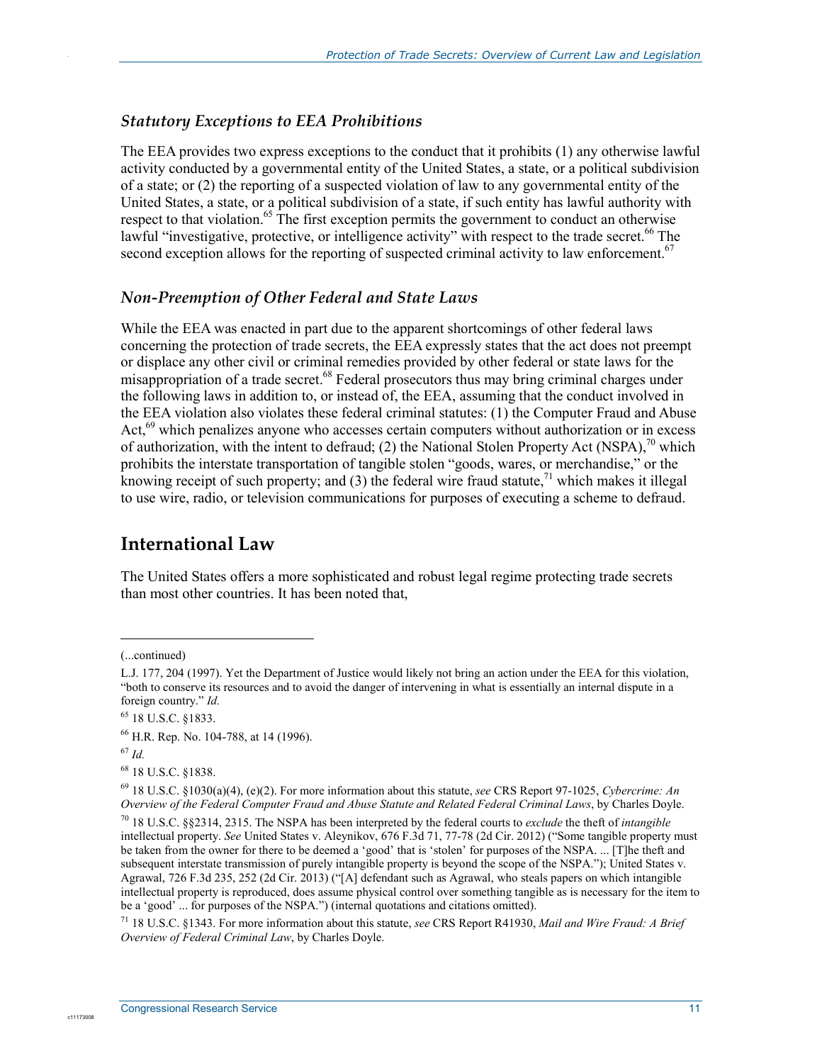### *Statutory Exceptions to EEA Prohibitions*

The EEA provides two express exceptions to the conduct that it prohibits (1) any otherwise lawful activity conducted by a governmental entity of the United States, a state, or a political subdivision of a state; or (2) the reporting of a suspected violation of law to any governmental entity of the United States, a state, or a political subdivision of a state, if such entity has lawful authority with respect to that violation.[65] The first exception permits the government to conduct an otherwise lawful "investigative, protective, or intelligence activity" with respect to the trade secret.[66] The second exception allows for the reporting of suspected criminal activity to law enforcement.[67]

### *Non-Preemption of Other Federal and State Laws*

While the EEA was enacted in part due to the apparent shortcomings of other federal laws concerning the protection of trade secrets, the EEA expressly states that the act does not preempt or displace any other civil or criminal remedies provided by other federal or state laws for the misappropriation of a trade secret.[68] Federal prosecutors thus may bring criminal charges under the following laws in addition to, or instead of, the EEA, assuming that the conduct involved in the EEA violation also violates these federal criminal statutes: (1) the Computer Fraud and Abuse Act,[69] which penalizes anyone who accesses certain computers without authorization or in excess of authorization, with the intent to defraud; (2) the National Stolen Property Act (NSPA),[70] which prohibits the interstate transportation of tangible stolen "goods, wares, or merchandise," or the knowing receipt of such property; and (3) the federal wire fraud statute,[71] which makes it illegal to use wire, radio, or television communications for purposes of executing a scheme to defraud.

## International Law

The United States offers a more sophisticated and robust legal regime protecting trade secrets than most other countries. It has been noted that,

---

(...continued)

L.J. 177, 204 (1997). Yet the Department of Justice would likely not bring an action under the EEA for this violation, "both to conserve its resources and to avoid the danger of intervening in what is essentially an internal dispute in a foreign country." *Id.*

[65] 18 U.S.C. §1833.

[66] H.R. Rep. No. 104-788, at 14 (1996).

[67] *Id.*

[68] 18 U.S.C. §1838.

[69] 18 U.S.C. §1030(a)(4), (e)(2). For more information about this statute, *see* CRS Report 97-1025, *Cybercrime: An Overview of the Federal Computer Fraud and Abuse Statute and Related Federal Criminal Laws*, by Charles Doyle.

[70] 18 U.S.C. §§2314, 2315. The NSPA has been interpreted by the federal courts to *exclude* the theft of *intangible* intellectual property. *See* United States v. Aleynikov, 676 F.3d 71, 77-78 (2d Cir. 2012) ("Some tangible property must be taken from the owner for there to be deemed a 'good' that is 'stolen' for purposes of the NSPA. ... [T]he theft and subsequent interstate transmission of purely intangible property is beyond the scope of the NSPA."); United States v. Agrawal, 726 F.3d 235, 252 (2d Cir. 2013) ("[A] defendant such as Agrawal, who steals papers on which intangible intellectual property is reproduced, does assume physical control over something tangible as is necessary for the item to be a 'good' ... for purposes of the NSPA.") (internal quotations and citations omitted).

[71] 18 U.S.C. §1343. For more information about this statute, *see* CRS Report R41930, *Mail and Wire Fraud: A Brief Overview of Federal Criminal Law*, by Charles Doyle.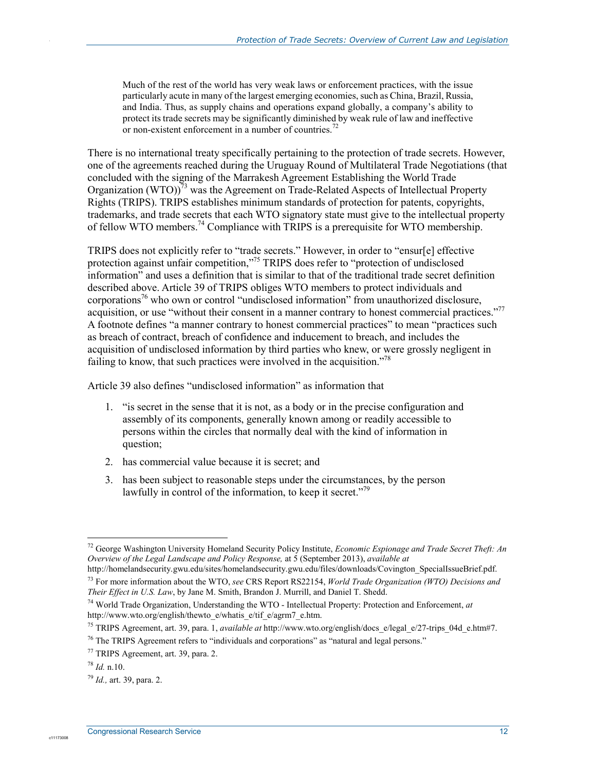> Much of the rest of the world has very weak laws or enforcement practices, with the issue particularly acute in many of the largest emerging economies, such as China, Brazil, Russia, and India. Thus, as supply chains and operations expand globally, a company's ability to protect its trade secrets may be significantly diminished by weak rule of law and ineffective or non-existent enforcement in a number of countries.[72]

There is no international treaty specifically pertaining to the protection of trade secrets. However, one of the agreements reached during the Uruguay Round of Multilateral Trade Negotiations (that concluded with the signing of the Marrakesh Agreement Establishing the World Trade Organization (WTO))[73] was the Agreement on Trade-Related Aspects of Intellectual Property Rights (TRIPS). TRIPS establishes minimum standards of protection for patents, copyrights, trademarks, and trade secrets that each WTO signatory state must give to the intellectual property of fellow WTO members.[74] Compliance with TRIPS is a prerequisite for WTO membership.

TRIPS does not explicitly refer to "trade secrets." However, in order to "ensur[e] effective protection against unfair competition,"[75] TRIPS does refer to "protection of undisclosed information" and uses a definition that is similar to that of the traditional trade secret definition described above. Article 39 of TRIPS obliges WTO members to protect individuals and corporations[76] who own or control "undisclosed information" from unauthorized disclosure, acquisition, or use "without their consent in a manner contrary to honest commercial practices."[77] A footnote defines "a manner contrary to honest commercial practices" to mean "practices such as breach of contract, breach of confidence and inducement to breach, and includes the acquisition of undisclosed information by third parties who knew, or were grossly negligent in failing to know, that such practices were involved in the acquisition."[78]

Article 39 also defines "undisclosed information" as information that

1. "is secret in the sense that it is not, as a body or in the precise configuration and assembly of its components, generally known among or readily accessible to persons within the circles that normally deal with the kind of information in question;
2. has commercial value because it is secret; and
3. has been subject to reasonable steps under the circumstances, by the person lawfully in control of the information, to keep it secret."[79]

---

[72] George Washington University Homeland Security Policy Institute, *Economic Espionage and Trade Secret Theft: An Overview of the Legal Landscape and Policy Response,* at 5 (September 2013), *available at* http://homelandsecurity.gwu.edu/sites/homelandsecurity.gwu.edu/files/downloads/Covington_SpecialIssueBrief.pdf.

[73] For more information about the WTO, *see* CRS Report RS22154, *World Trade Organization (WTO) Decisions and Their Effect in U.S. Law*, by Jane M. Smith, Brandon J. Murrill, and Daniel T. Shedd.

[74] World Trade Organization, Understanding the WTO - Intellectual Property: Protection and Enforcement, *at* http://www.wto.org/english/thewto_e/whatis_e/tif_e/agrm7_e.htm.

[75] TRIPS Agreement, art. 39, para. 1, *available at* http://www.wto.org/english/docs_e/legal_e/27-trips_04d_e.htm#7.

[76] The TRIPS Agreement refers to "individuals and corporations" as "natural and legal persons."

[77] TRIPS Agreement, art. 39, para. 2.

[78] *Id.* n.10.

[79] *Id.,* art. 39, para. 2.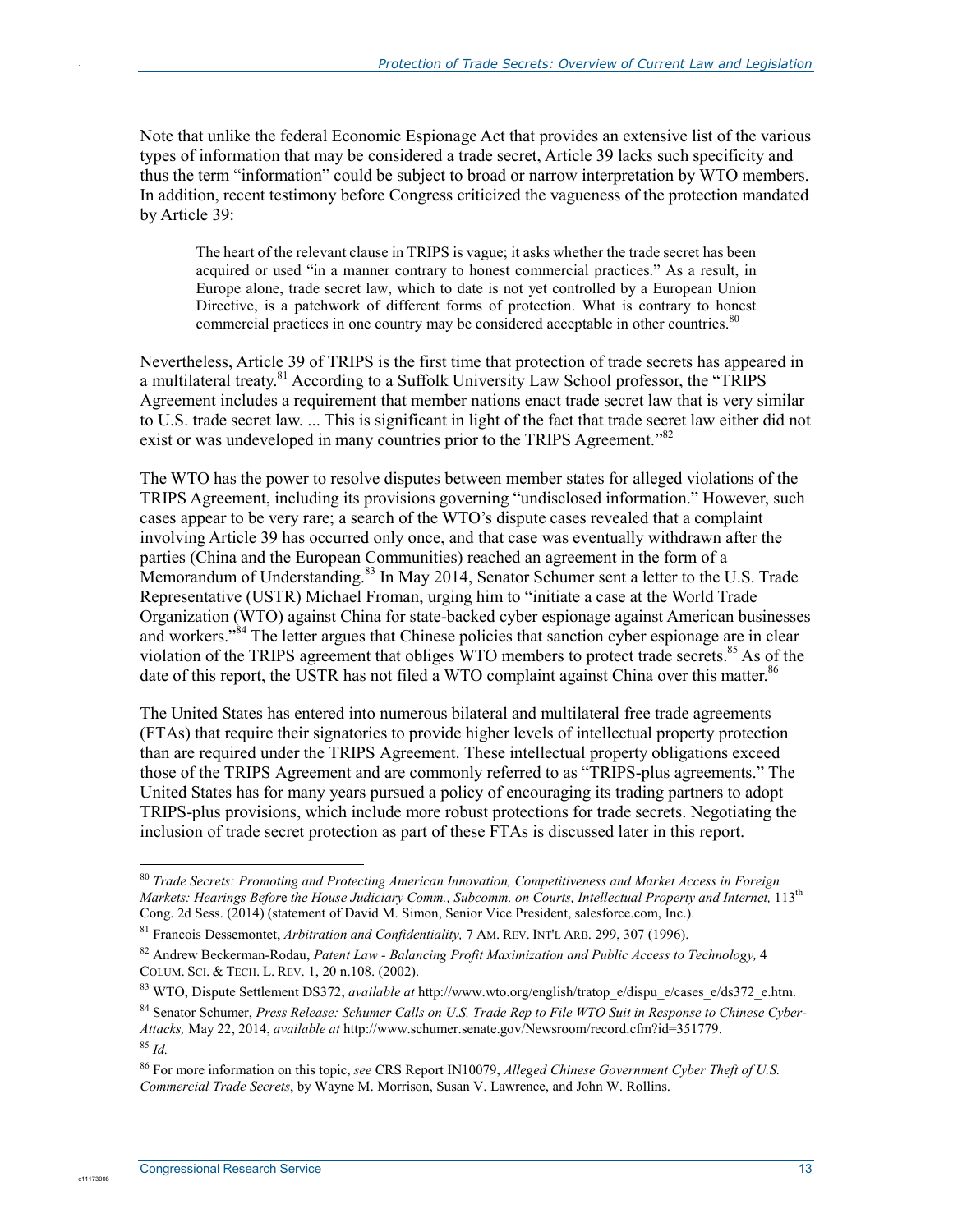Note that unlike the federal Economic Espionage Act that provides an extensive list of the various types of information that may be considered a trade secret, Article 39 lacks such specificity and thus the term "information" could be subject to broad or narrow interpretation by WTO members. In addition, recent testimony before Congress criticized the vagueness of the protection mandated by Article 39:

> The heart of the relevant clause in TRIPS is vague; it asks whether the trade secret has been acquired or used "in a manner contrary to honest commercial practices." As a result, in Europe alone, trade secret law, which to date is not yet controlled by a European Union Directive, is a patchwork of different forms of protection. What is contrary to honest commercial practices in one country may be considered acceptable in other countries.[80]

Nevertheless, Article 39 of TRIPS is the first time that protection of trade secrets has appeared in a multilateral treaty.[81] According to a Suffolk University Law School professor, the "TRIPS Agreement includes a requirement that member nations enact trade secret law that is very similar to U.S. trade secret law. ... This is significant in light of the fact that trade secret law either did not exist or was undeveloped in many countries prior to the TRIPS Agreement."[82]

The WTO has the power to resolve disputes between member states for alleged violations of the TRIPS Agreement, including its provisions governing "undisclosed information." However, such cases appear to be very rare; a search of the WTO's dispute cases revealed that a complaint involving Article 39 has occurred only once, and that case was eventually withdrawn after the parties (China and the European Communities) reached an agreement in the form of a Memorandum of Understanding.[83] In May 2014, Senator Schumer sent a letter to the U.S. Trade Representative (USTR) Michael Froman, urging him to "initiate a case at the World Trade Organization (WTO) against China for state-backed cyber espionage against American businesses and workers."[84] The letter argues that Chinese policies that sanction cyber espionage are in clear violation of the TRIPS agreement that obliges WTO members to protect trade secrets.[85] As of the date of this report, the USTR has not filed a WTO complaint against China over this matter.[86]

The United States has entered into numerous bilateral and multilateral free trade agreements (FTAs) that require their signatories to provide higher levels of intellectual property protection than are required under the TRIPS Agreement. These intellectual property obligations exceed those of the TRIPS Agreement and are commonly referred to as "TRIPS-plus agreements." The United States has for many years pursued a policy of encouraging its trading partners to adopt TRIPS-plus provisions, which include more robust protections for trade secrets. Negotiating the inclusion of trade secret protection as part of these FTAs is discussed later in this report.

---

[80] *Trade Secrets: Promoting and Protecting American Innovation, Competitiveness and Market Access in Foreign Markets: Hearings Before the House Judiciary Comm., Subcomm. on Courts, Intellectual Property and Internet,* 113th Cong. 2d Sess. (2014) (statement of David M. Simon, Senior Vice President, salesforce.com, Inc.).

[81] Francois Dessemontet, *Arbitration and Confidentiality,* 7 AM. REV. INT'L ARB. 299, 307 (1996).

[82] Andrew Beckerman-Rodau, *Patent Law - Balancing Profit Maximization and Public Access to Technology,* 4 COLUM. SCI. & TECH. L. REV. 1, 20 n.108. (2002).

[83] WTO, Dispute Settlement DS372, *available at* http://www.wto.org/english/tratop_e/dispu_e/cases_e/ds372_e.htm.

[84] Senator Schumer, *Press Release: Schumer Calls on U.S. Trade Rep to File WTO Suit in Response to Chinese Cyber-Attacks,* May 22, 2014, *available at* http://www.schumer.senate.gov/Newsroom/record.cfm?id=351779.

[85] *Id.*

[86] For more information on this topic, *see* CRS Report IN10079, *Alleged Chinese Government Cyber Theft of U.S. Commercial Trade Secrets*, by Wayne M. Morrison, Susan V. Lawrence, and John W. Rollins.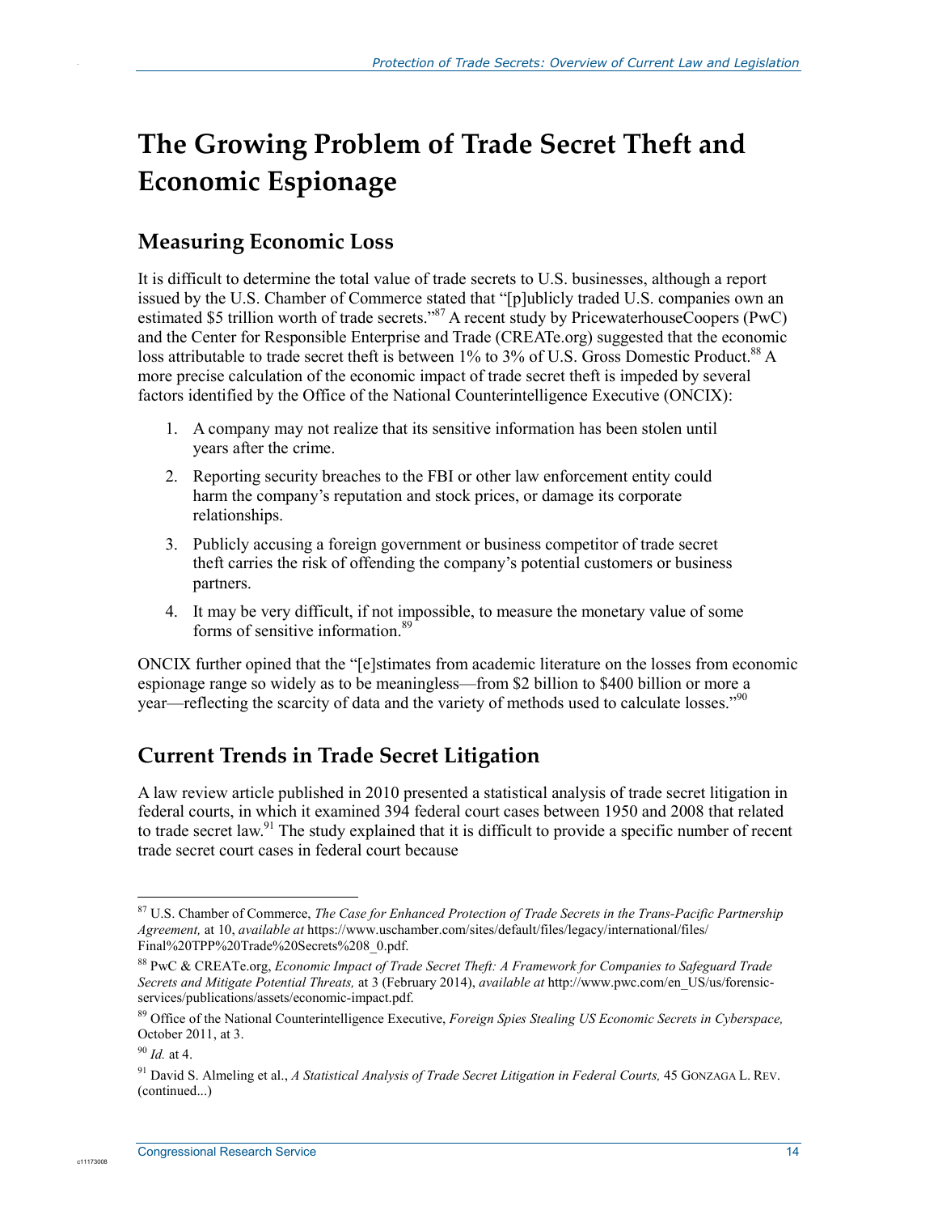# The Growing Problem of Trade Secret Theft and Economic Espionage

## Measuring Economic Loss

It is difficult to determine the total value of trade secrets to U.S. businesses, although a report issued by the U.S. Chamber of Commerce stated that "[p]ublicly traded U.S. companies own an estimated $5 trillion worth of trade secrets."[87] A recent study by PricewaterhouseCoopers (PwC) and the Center for Responsible Enterprise and Trade (CREATe.org) suggested that the economic loss attributable to trade secret theft is between 1% to 3% of U.S. Gross Domestic Product.[88] A more precise calculation of the economic impact of trade secret theft is impeded by several factors identified by the Office of the National Counterintelligence Executive (ONCIX):

1. A company may not realize that its sensitive information has been stolen until years after the crime.
2. Reporting security breaches to the FBI or other law enforcement entity could harm the company's reputation and stock prices, or damage its corporate relationships.
3. Publicly accusing a foreign government or business competitor of trade secret theft carries the risk of offending the company's potential customers or business partners.
4. It may be very difficult, if not impossible, to measure the monetary value of some forms of sensitive information.[89]

ONCIX further opined that the "[e]stimates from academic literature on the losses from economic espionage range so widely as to be meaningless—from $2 billion to $400 billion or more a year—reflecting the scarcity of data and the variety of methods used to calculate losses."[90]

## Current Trends in Trade Secret Litigation

A law review article published in 2010 presented a statistical analysis of trade secret litigation in federal courts, in which it examined 394 federal court cases between 1950 and 2008 that related to trade secret law.[91] The study explained that it is difficult to provide a specific number of recent trade secret court cases in federal court because

---

[87] U.S. Chamber of Commerce, *The Case for Enhanced Protection of Trade Secrets in the Trans-Pacific Partnership Agreement,* at 10, *available at* https://www.uschamber.com/sites/default/files/legacy/international/files/Final%20TPP%20Trade%20Secrets%208_0.pdf.

[88] PwC & CREATe.org, *Economic Impact of Trade Secret Theft: A Framework for Companies to Safeguard Trade Secrets and Mitigate Potential Threats,* at 3 (February 2014), *available at* http://www.pwc.com/en_US/us/forensic-services/publications/assets/economic-impact.pdf.

[89] Office of the National Counterintelligence Executive, *Foreign Spies Stealing US Economic Secrets in Cyberspace,* October 2011, at 3.

[90] *Id.* at 4.

[91] David S. Almeling et al., *A Statistical Analysis of Trade Secret Litigation in Federal Courts,* 45 GONZAGA L. REV. (continued...)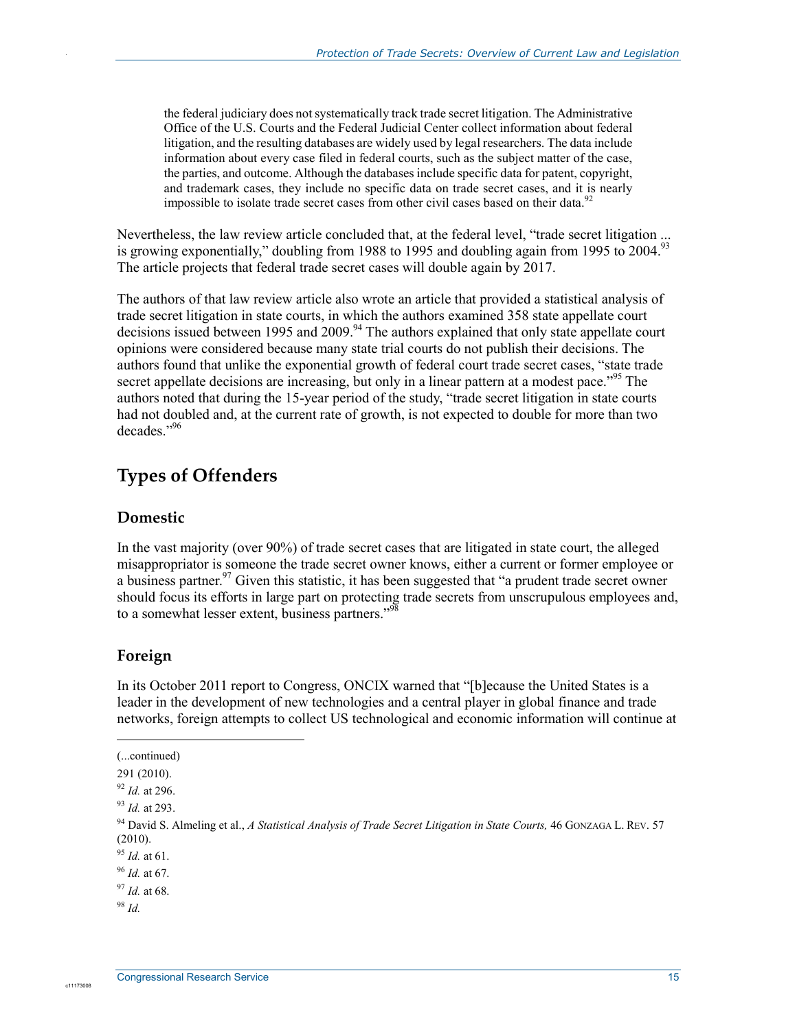> the federal judiciary does not systematically track trade secret litigation. The Administrative Office of the U.S. Courts and the Federal Judicial Center collect information about federal litigation, and the resulting databases are widely used by legal researchers. The data include information about every case filed in federal courts, such as the subject matter of the case, the parties, and outcome. Although the databases include specific data for patent, copyright, and trademark cases, they include no specific data on trade secret cases, and it is nearly impossible to isolate trade secret cases from other civil cases based on their data.[92]

Nevertheless, the law review article concluded that, at the federal level, "trade secret litigation ... is growing exponentially," doubling from 1988 to 1995 and doubling again from 1995 to 2004.[93] The article projects that federal trade secret cases will double again by 2017.

The authors of that law review article also wrote an article that provided a statistical analysis of trade secret litigation in state courts, in which the authors examined 358 state appellate court decisions issued between 1995 and 2009.[94] The authors explained that only state appellate court opinions were considered because many state trial courts do not publish their decisions. The authors found that unlike the exponential growth of federal court trade secret cases, "state trade secret appellate decisions are increasing, but only in a linear pattern at a modest pace."[95] The authors noted that during the 15-year period of the study, "trade secret litigation in state courts had not doubled and, at the current rate of growth, is not expected to double for more than two decades."[96]

## Types of Offenders

### Domestic

In the vast majority (over 90%) of trade secret cases that are litigated in state court, the alleged misappropriator is someone the trade secret owner knows, either a current or former employee or a business partner.[97] Given this statistic, it has been suggested that "a prudent trade secret owner should focus its efforts in large part on protecting trade secrets from unscrupulous employees and, to a somewhat lesser extent, business partners."[98]

### Foreign

In its October 2011 report to Congress, ONCIX warned that "[b]ecause the United States is a leader in the development of new technologies and a central player in global finance and trade networks, foreign attempts to collect US technological and economic information will continue at

---

(...continued)

291 (2010).

[92] *Id.* at 296.

[93] *Id.* at 293.

[94] David S. Almeling et al., *A Statistical Analysis of Trade Secret Litigation in State Courts,* 46 GONZAGA L. REV. 57 (2010).

[95] *Id.* at 61.

[96] *Id.* at 67.

[97] *Id.* at 68.

[98] *Id.*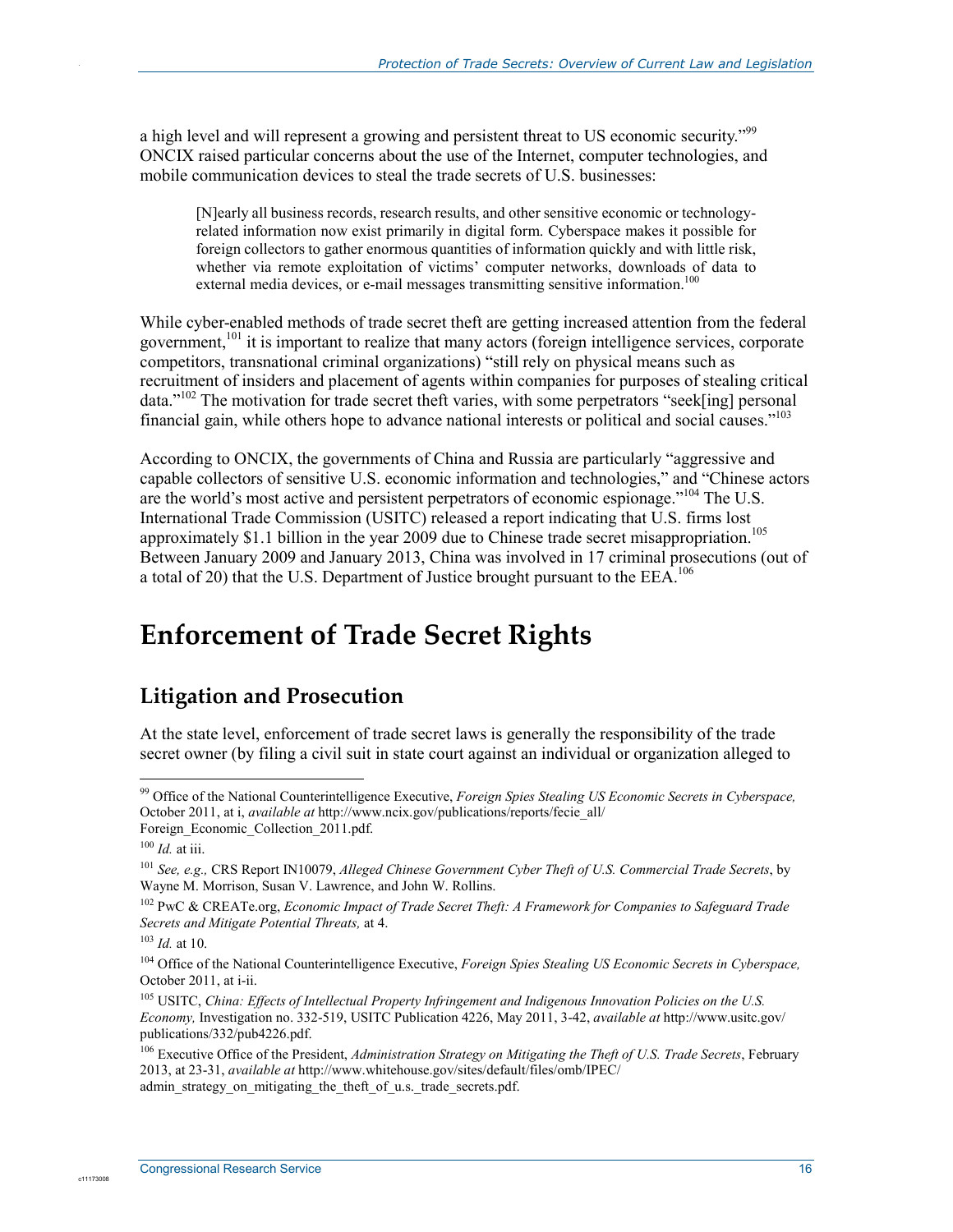a high level and will represent a growing and persistent threat to US economic security."[99] ONCIX raised particular concerns about the use of the Internet, computer technologies, and mobile communication devices to steal the trade secrets of U.S. businesses:

> [N]early all business records, research results, and other sensitive economic or technology-related information now exist primarily in digital form. Cyberspace makes it possible for foreign collectors to gather enormous quantities of information quickly and with little risk, whether via remote exploitation of victims' computer networks, downloads of data to external media devices, or e-mail messages transmitting sensitive information.[100]

While cyber-enabled methods of trade secret theft are getting increased attention from the federal government,[101] it is important to realize that many actors (foreign intelligence services, corporate competitors, transnational criminal organizations) "still rely on physical means such as recruitment of insiders and placement of agents within companies for purposes of stealing critical data."[102] The motivation for trade secret theft varies, with some perpetrators "seek[ing] personal financial gain, while others hope to advance national interests or political and social causes."[103]

According to ONCIX, the governments of China and Russia are particularly "aggressive and capable collectors of sensitive U.S. economic information and technologies," and "Chinese actors are the world's most active and persistent perpetrators of economic espionage."[104] The U.S. International Trade Commission (USITC) released a report indicating that U.S. firms lost approximately $1.1 billion in the year 2009 due to Chinese trade secret misappropriation.[105] Between January 2009 and January 2013, China was involved in 17 criminal prosecutions (out of a total of 20) that the U.S. Department of Justice brought pursuant to the EEA.[106]

# Enforcement of Trade Secret Rights

## Litigation and Prosecution

At the state level, enforcement of trade secret laws is generally the responsibility of the trade secret owner (by filing a civil suit in state court against an individual or organization alleged to

---

[99] Office of the National Counterintelligence Executive, *Foreign Spies Stealing US Economic Secrets in Cyberspace,* October 2011, at i, *available at* http://www.ncix.gov/publications/reports/fecie_all/Foreign_Economic_Collection_2011.pdf.

[100] *Id.* at iii.

[101] *See, e.g.,* CRS Report IN10079, *Alleged Chinese Government Cyber Theft of U.S. Commercial Trade Secrets*, by Wayne M. Morrison, Susan V. Lawrence, and John W. Rollins.

[102] PwC & CREATe.org, *Economic Impact of Trade Secret Theft: A Framework for Companies to Safeguard Trade Secrets and Mitigate Potential Threats,* at 4.

[103] *Id.* at 10.

[104] Office of the National Counterintelligence Executive, *Foreign Spies Stealing US Economic Secrets in Cyberspace,* October 2011, at i-ii.

[105] USITC, *China: Effects of Intellectual Property Infringement and Indigenous Innovation Policies on the U.S. Economy,* Investigation no. 332-519, USITC Publication 4226, May 2011, 3-42, *available at* http://www.usitc.gov/publications/332/pub4226.pdf.

[106] Executive Office of the President, *Administration Strategy on Mitigating the Theft of U.S. Trade Secrets*, February 2013, at 23-31, *available at* http://www.whitehouse.gov/sites/default/files/omb/IPEC/admin_strategy_on_mitigating_the_theft_of_u.s._trade_secrets.pdf.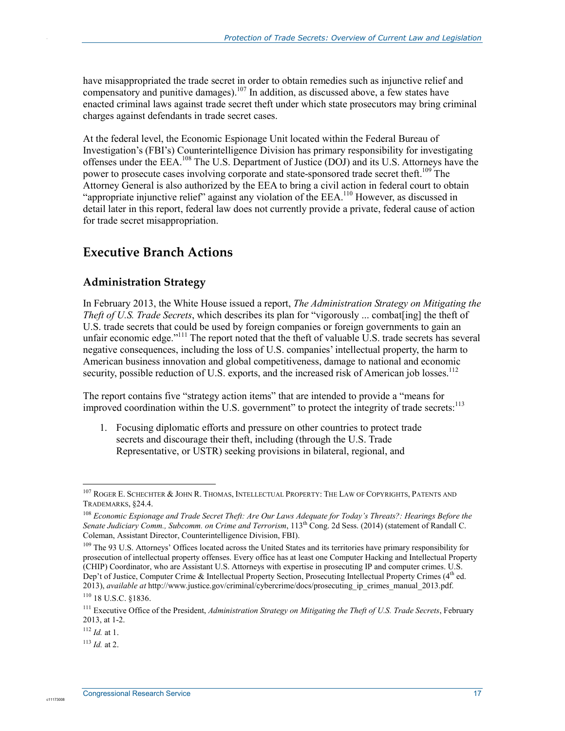have misappropriated the trade secret in order to obtain remedies such as injunctive relief and compensatory and punitive damages).[107] In addition, as discussed above, a few states have enacted criminal laws against trade secret theft under which state prosecutors may bring criminal charges against defendants in trade secret cases.

At the federal level, the Economic Espionage Unit located within the Federal Bureau of Investigation's (FBI's) Counterintelligence Division has primary responsibility for investigating offenses under the EEA.[108] The U.S. Department of Justice (DOJ) and its U.S. Attorneys have the power to prosecute cases involving corporate and state-sponsored trade secret theft.[109] The Attorney General is also authorized by the EEA to bring a civil action in federal court to obtain "appropriate injunctive relief" against any violation of the EEA.[110] However, as discussed in detail later in this report, federal law does not currently provide a private, federal cause of action for trade secret misappropriation.

## Executive Branch Actions

### Administration Strategy

In February 2013, the White House issued a report, *The Administration Strategy on Mitigating the Theft of U.S. Trade Secrets*, which describes its plan for "vigorously ... combat[ing] the theft of U.S. trade secrets that could be used by foreign companies or foreign governments to gain an unfair economic edge."[111] The report noted that the theft of valuable U.S. trade secrets has several negative consequences, including the loss of U.S. companies' intellectual property, the harm to American business innovation and global competitiveness, damage to national and economic security, possible reduction of U.S. exports, and the increased risk of American job losses.[112]

The report contains five "strategy action items" that are intended to provide a "means for improved coordination within the U.S. government" to protect the integrity of trade secrets:[113]

1. Focusing diplomatic efforts and pressure on other countries to protect trade secrets and discourage their theft, including (through the U.S. Trade Representative, or USTR) seeking provisions in bilateral, regional, and

---

[107] Roger E. Schechter & John R. Thomas, Intellectual Property: The Law of Copyrights, Patents and Trademarks, §24.4.

[108] *Economic Espionage and Trade Secret Theft: Are Our Laws Adequate for Today's Threats?: Hearings Before the Senate Judiciary Comm., Subcomm. on Crime and Terrorism*, 113th Cong. 2d Sess. (2014) (statement of Randall C. Coleman, Assistant Director, Counterintelligence Division, FBI).

[109] The 93 U.S. Attorneys' Offices located across the United States and its territories have primary responsibility for prosecution of intellectual property offenses. Every office has at least one Computer Hacking and Intellectual Property (CHIP) Coordinator, who are Assistant U.S. Attorneys with expertise in prosecuting IP and computer crimes. U.S. Dep't of Justice, Computer Crime & Intellectual Property Section, Prosecuting Intellectual Property Crimes (4th ed. 2013), *available at* http://www.justice.gov/criminal/cybercrime/docs/prosecuting_ip_crimes_manual_2013.pdf.

[110] 18 U.S.C. §1836.

[111] Executive Office of the President, *Administration Strategy on Mitigating the Theft of U.S. Trade Secrets*, February 2013, at 1-2.

[112] *Id.* at 1.

[113] *Id.* at 2.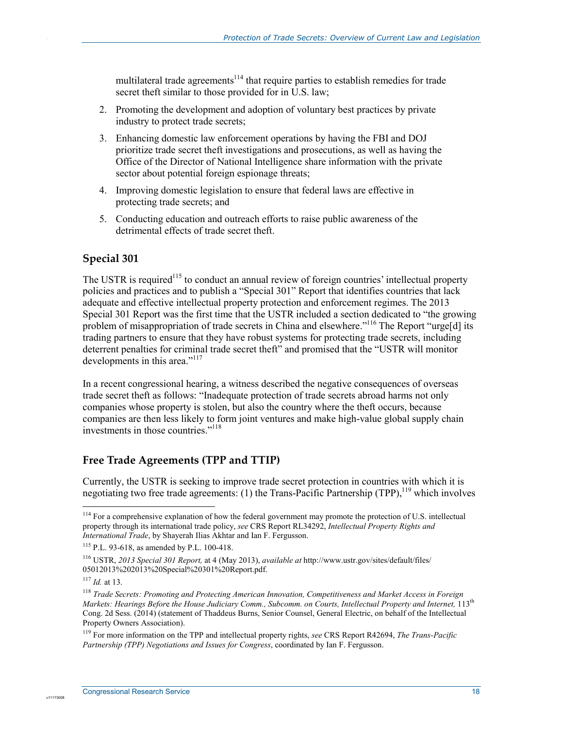multilateral trade agreements[114] that require parties to establish remedies for trade secret theft similar to those provided for in U.S. law;

2. Promoting the development and adoption of voluntary best practices by private industry to protect trade secrets;
3. Enhancing domestic law enforcement operations by having the FBI and DOJ prioritize trade secret theft investigations and prosecutions, as well as having the Office of the Director of National Intelligence share information with the private sector about potential foreign espionage threats;
4. Improving domestic legislation to ensure that federal laws are effective in protecting trade secrets; and
5. Conducting education and outreach efforts to raise public awareness of the detrimental effects of trade secret theft.

### Special 301

The USTR is required[115] to conduct an annual review of foreign countries' intellectual property policies and practices and to publish a "Special 301" Report that identifies countries that lack adequate and effective intellectual property protection and enforcement regimes. The 2013 Special 301 Report was the first time that the USTR included a section dedicated to "the growing problem of misappropriation of trade secrets in China and elsewhere."[116] The Report "urge[d] its trading partners to ensure that they have robust systems for protecting trade secrets, including deterrent penalties for criminal trade secret theft" and promised that the "USTR will monitor developments in this area."[117]

In a recent congressional hearing, a witness described the negative consequences of overseas trade secret theft as follows: "Inadequate protection of trade secrets abroad harms not only companies whose property is stolen, but also the country where the theft occurs, because companies are then less likely to form joint ventures and make high-value global supply chain investments in those countries."[118]

### Free Trade Agreements (TPP and TTIP)

Currently, the USTR is seeking to improve trade secret protection in countries with which it is negotiating two free trade agreements: (1) the Trans-Pacific Partnership (TPP),[119] which involves

---

[114] For a comprehensive explanation of how the federal government may promote the protection of U.S. intellectual property through its international trade policy, *see* CRS Report RL34292, *Intellectual Property Rights and International Trade*, by Shayerah Ilias Akhtar and Ian F. Fergusson.

[115] P.L. 93-618, as amended by P.L. 100-418.

[116] USTR, *2013 Special 301 Report,* at 4 (May 2013), *available at* http://www.ustr.gov/sites/default/files/05012013%202013%20Special%20301%20Report.pdf.

[117] *Id.* at 13.

[118] *Trade Secrets: Promoting and Protecting American Innovation, Competitiveness and Market Access in Foreign Markets: Hearings Before the House Judiciary Comm., Subcomm. on Courts, Intellectual Property and Internet,* 113th Cong. 2d Sess. (2014) (statement of Thaddeus Burns, Senior Counsel, General Electric, on behalf of the Intellectual Property Owners Association).

[119] For more information on the TPP and intellectual property rights, *see* CRS Report R42694, *The Trans-Pacific Partnership (TPP) Negotiations and Issues for Congress*, coordinated by Ian F. Fergusson.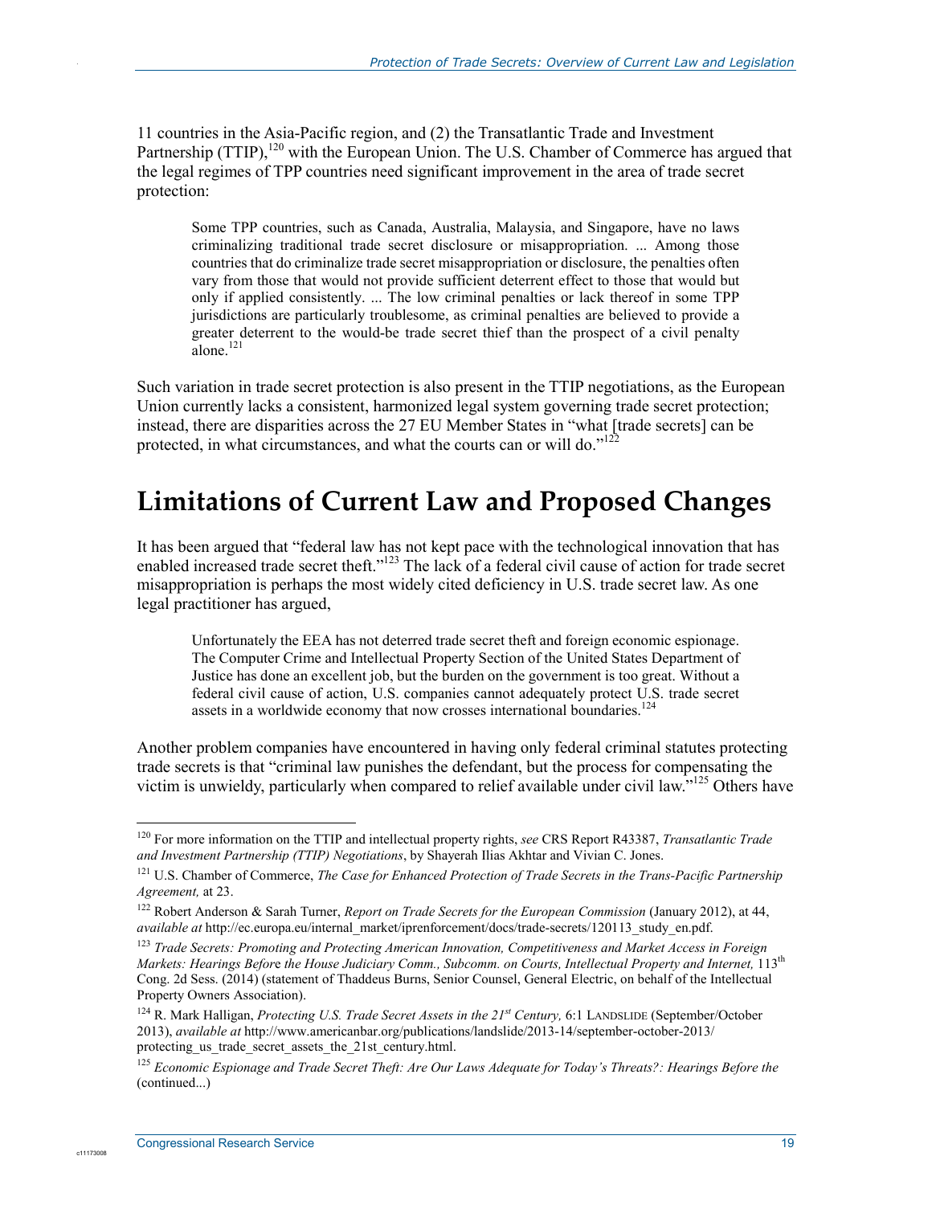11 countries in the Asia-Pacific region, and (2) the Transatlantic Trade and Investment Partnership (TTIP),[120] with the European Union. The U.S. Chamber of Commerce has argued that the legal regimes of TPP countries need significant improvement in the area of trade secret protection:

> Some TPP countries, such as Canada, Australia, Malaysia, and Singapore, have no laws criminalizing traditional trade secret disclosure or misappropriation. ... Among those countries that do criminalize trade secret misappropriation or disclosure, the penalties often vary from those that would not provide sufficient deterrent effect to those that would but only if applied consistently. ... The low criminal penalties or lack thereof in some TPP jurisdictions are particularly troublesome, as criminal penalties are believed to provide a greater deterrent to the would-be trade secret thief than the prospect of a civil penalty alone.[121]

Such variation in trade secret protection is also present in the TTIP negotiations, as the European Union currently lacks a consistent, harmonized legal system governing trade secret protection; instead, there are disparities across the 27 EU Member States in "what [trade secrets] can be protected, in what circumstances, and what the courts can or will do."[122]

## Limitations of Current Law and Proposed Changes

It has been argued that "federal law has not kept pace with the technological innovation that has enabled increased trade secret theft."[123] The lack of a federal civil cause of action for trade secret misappropriation is perhaps the most widely cited deficiency in U.S. trade secret law. As one legal practitioner has argued,

> Unfortunately the EEA has not deterred trade secret theft and foreign economic espionage. The Computer Crime and Intellectual Property Section of the United States Department of Justice has done an excellent job, but the burden on the government is too great. Without a federal civil cause of action, U.S. companies cannot adequately protect U.S. trade secret assets in a worldwide economy that now crosses international boundaries.[124]

Another problem companies have encountered in having only federal criminal statutes protecting trade secrets is that "criminal law punishes the defendant, but the process for compensating the victim is unwieldy, particularly when compared to relief available under civil law."[125] Others have

---

[120] For more information on the TTIP and intellectual property rights, *see* CRS Report R43387, *Transatlantic Trade and Investment Partnership (TTIP) Negotiations*, by Shayerah Ilias Akhtar and Vivian C. Jones.

[121] U.S. Chamber of Commerce, *The Case for Enhanced Protection of Trade Secrets in the Trans-Pacific Partnership Agreement,* at 23.

[122] Robert Anderson & Sarah Turner, *Report on Trade Secrets for the European Commission* (January 2012), at 44, *available at* http://ec.europa.eu/internal_market/iprenforcement/docs/trade-secrets/120113_study_en.pdf.

[123] *Trade Secrets: Promoting and Protecting American Innovation, Competitiveness and Market Access in Foreign Markets: Hearings Before the House Judiciary Comm., Subcomm. on Courts, Intellectual Property and Internet,* 113th Cong. 2d Sess. (2014) (statement of Thaddeus Burns, Senior Counsel, General Electric, on behalf of the Intellectual Property Owners Association).

[124] R. Mark Halligan, *Protecting U.S. Trade Secret Assets in the 21st Century,* 6:1 LANDSLIDE (September/October 2013), *available at* http://www.americanbar.org/publications/landslide/2013-14/september-october-2013/protecting_us_trade_secret_assets_the_21st_century.html.

[125] *Economic Espionage and Trade Secret Theft: Are Our Laws Adequate for Today's Threats?: Hearings Before the* (continued...)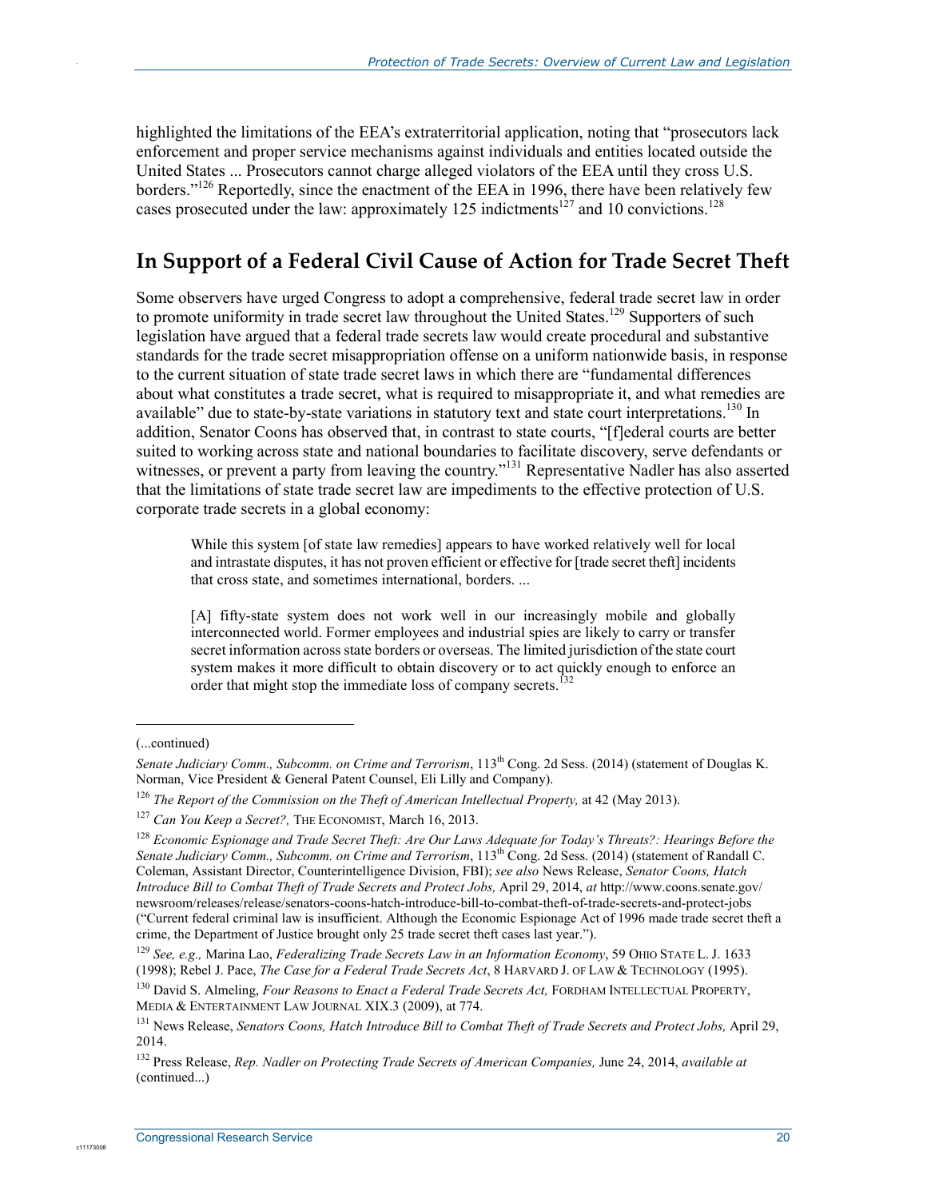highlighted the limitations of the EEA's extraterritorial application, noting that "prosecutors lack enforcement and proper service mechanisms against individuals and entities located outside the United States ... Prosecutors cannot charge alleged violators of the EEA until they cross U.S. borders."[126] Reportedly, since the enactment of the EEA in 1996, there have been relatively few cases prosecuted under the law: approximately 125 indictments[127] and 10 convictions.[128]

## In Support of a Federal Civil Cause of Action for Trade Secret Theft

Some observers have urged Congress to adopt a comprehensive, federal trade secret law in order to promote uniformity in trade secret law throughout the United States.[129] Supporters of such legislation have argued that a federal trade secrets law would create procedural and substantive standards for the trade secret misappropriation offense on a uniform nationwide basis, in response to the current situation of state trade secret laws in which there are "fundamental differences about what constitutes a trade secret, what is required to misappropriate it, and what remedies are available" due to state-by-state variations in statutory text and state court interpretations.[130] In addition, Senator Coons has observed that, in contrast to state courts, "[f]ederal courts are better suited to working across state and national boundaries to facilitate discovery, serve defendants or witnesses, or prevent a party from leaving the country."[131] Representative Nadler has also asserted that the limitations of state trade secret law are impediments to the effective protection of U.S. corporate trade secrets in a global economy:

> While this system [of state law remedies] appears to have worked relatively well for local and intrastate disputes, it has not proven efficient or effective for [trade secret theft] incidents that cross state, and sometimes international, borders. ...
>
> [A] fifty-state system does not work well in our increasingly mobile and globally interconnected world. Former employees and industrial spies are likely to carry or transfer secret information across state borders or overseas. The limited jurisdiction of the state court system makes it more difficult to obtain discovery or to act quickly enough to enforce an order that might stop the immediate loss of company secrets.[132]

---

(...continued)

*Senate Judiciary Comm., Subcomm. on Crime and Terrorism*, 113th Cong. 2d Sess. (2014) (statement of Douglas K. Norman, Vice President & General Patent Counsel, Eli Lilly and Company).

[126] *The Report of the Commission on the Theft of American Intellectual Property,* at 42 (May 2013).

[127] *Can You Keep a Secret?,* THE ECONOMIST, March 16, 2013.

[128] *Economic Espionage and Trade Secret Theft: Are Our Laws Adequate for Today's Threats?: Hearings Before the Senate Judiciary Comm., Subcomm. on Crime and Terrorism*, 113th Cong. 2d Sess. (2014) (statement of Randall C. Coleman, Assistant Director, Counterintelligence Division, FBI); *see also* News Release, *Senator Coons, Hatch Introduce Bill to Combat Theft of Trade Secrets and Protect Jobs,* April 29, 2014, *at* http://www.coons.senate.gov/newsroom/releases/release/senators-coons-hatch-introduce-bill-to-combat-theft-of-trade-secrets-and-protect-jobs ("Current federal criminal law is insufficient. Although the Economic Espionage Act of 1996 made trade secret theft a crime, the Department of Justice brought only 25 trade secret theft cases last year.").

[129] *See, e.g.,* Marina Lao, *Federalizing Trade Secrets Law in an Information Economy*, 59 OHIO STATE L. J. 1633 (1998); Rebel J. Pace, *The Case for a Federal Trade Secrets Act*, 8 HARVARD J. OF LAW & TECHNOLOGY (1995).

[130] David S. Almeling, *Four Reasons to Enact a Federal Trade Secrets Act,* FORDHAM INTELLECTUAL PROPERTY, MEDIA & ENTERTAINMENT LAW JOURNAL XIX.3 (2009), at 774.

[131] News Release, *Senators Coons, Hatch Introduce Bill to Combat Theft of Trade Secrets and Protect Jobs,* April 29, 2014.

[132] Press Release, *Rep. Nadler on Protecting Trade Secrets of American Companies,* June 24, 2014, *available at* (continued...)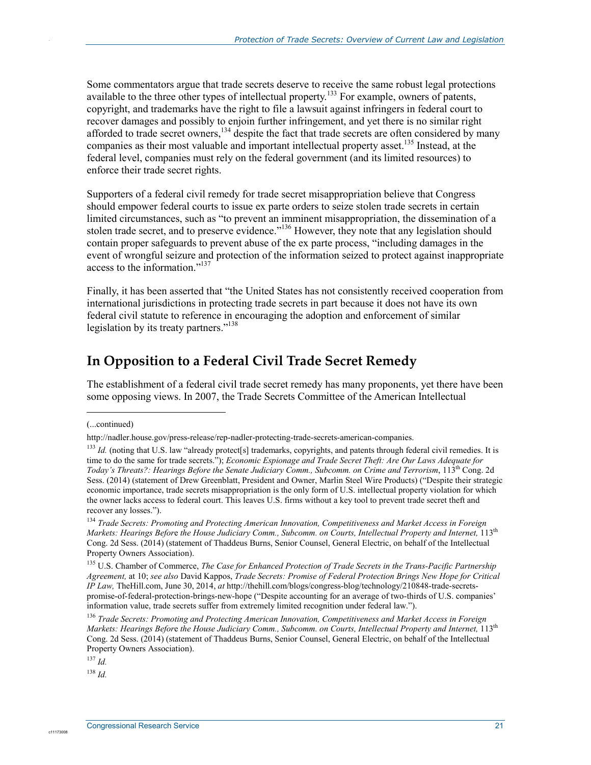Some commentators argue that trade secrets deserve to receive the same robust legal protections available to the three other types of intellectual property.[133] For example, owners of patents, copyright, and trademarks have the right to file a lawsuit against infringers in federal court to recover damages and possibly to enjoin further infringement, and yet there is no similar right afforded to trade secret owners,[134] despite the fact that trade secrets are often considered by many companies as their most valuable and important intellectual property asset.[135] Instead, at the federal level, companies must rely on the federal government (and its limited resources) to enforce their trade secret rights.

Supporters of a federal civil remedy for trade secret misappropriation believe that Congress should empower federal courts to issue ex parte orders to seize stolen trade secrets in certain limited circumstances, such as "to prevent an imminent misappropriation, the dissemination of a stolen trade secret, and to preserve evidence."[136] However, they note that any legislation should contain proper safeguards to prevent abuse of the ex parte process, "including damages in the event of wrongful seizure and protection of the information seized to protect against inappropriate access to the information."[137]

Finally, it has been asserted that "the United States has not consistently received cooperation from international jurisdictions in protecting trade secrets in part because it does not have its own federal civil statute to reference in encouraging the adoption and enforcement of similar legislation by its treaty partners."[138]

## In Opposition to a Federal Civil Trade Secret Remedy

The establishment of a federal civil trade secret remedy has many proponents, yet there have been some opposing views. In 2007, the Trade Secrets Committee of the American Intellectual

---

(...continued)

http://nadler.house.gov/press-release/rep-nadler-protecting-trade-secrets-american-companies.

[133] *Id.* (noting that U.S. law "already protect[s] trademarks, copyrights, and patents through federal civil remedies. It is time to do the same for trade secrets."); *Economic Espionage and Trade Secret Theft: Are Our Laws Adequate for Today's Threats?: Hearings Before the Senate Judiciary Comm., Subcomm. on Crime and Terrorism*, 113th Cong. 2d Sess. (2014) (statement of Drew Greenblatt, President and Owner, Marlin Steel Wire Products) ("Despite their strategic economic importance, trade secrets misappropriation is the only form of U.S. intellectual property violation for which the owner lacks access to federal court. This leaves U.S. firms without a key tool to prevent trade secret theft and recover any losses.").

[134] *Trade Secrets: Promoting and Protecting American Innovation, Competitiveness and Market Access in Foreign Markets: Hearings Before the House Judiciary Comm., Subcomm. on Courts, Intellectual Property and Internet,* 113th Cong. 2d Sess. (2014) (statement of Thaddeus Burns, Senior Counsel, General Electric, on behalf of the Intellectual Property Owners Association).

[135] U.S. Chamber of Commerce, *The Case for Enhanced Protection of Trade Secrets in the Trans-Pacific Partnership Agreement,* at 10; *see also* David Kappos, *Trade Secrets: Promise of Federal Protection Brings New Hope for Critical IP Law,* TheHill.com, June 30, 2014, *at* http://thehill.com/blogs/congress-blog/technology/210848-trade-secrets-promise-of-federal-protection-brings-new-hope ("Despite accounting for an average of two-thirds of U.S. companies' information value, trade secrets suffer from extremely limited recognition under federal law.").

[136] *Trade Secrets: Promoting and Protecting American Innovation, Competitiveness and Market Access in Foreign Markets: Hearings Before the House Judiciary Comm., Subcomm. on Courts, Intellectual Property and Internet,* 113th Cong. 2d Sess. (2014) (statement of Thaddeus Burns, Senior Counsel, General Electric, on behalf of the Intellectual Property Owners Association).

[137] *Id.*

[138] *Id.*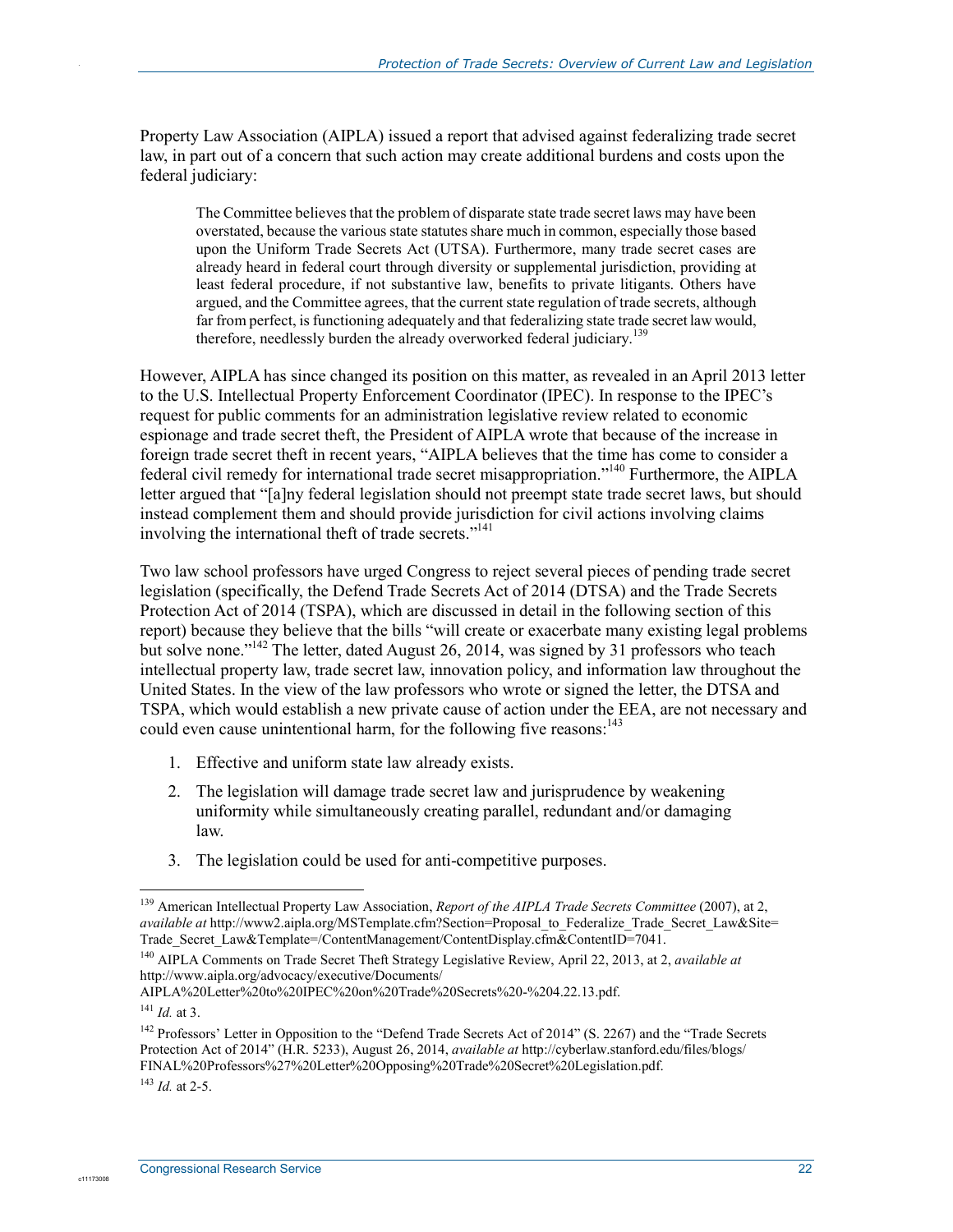Property Law Association (AIPLA) issued a report that advised against federalizing trade secret law, in part out of a concern that such action may create additional burdens and costs upon the federal judiciary:

> The Committee believes that the problem of disparate state trade secret laws may have been overstated, because the various state statutes share much in common, especially those based upon the Uniform Trade Secrets Act (UTSA). Furthermore, many trade secret cases are already heard in federal court through diversity or supplemental jurisdiction, providing at least federal procedure, if not substantive law, benefits to private litigants. Others have argued, and the Committee agrees, that the current state regulation of trade secrets, although far from perfect, is functioning adequately and that federalizing state trade secret law would, therefore, needlessly burden the already overworked federal judiciary.[139]

However, AIPLA has since changed its position on this matter, as revealed in an April 2013 letter to the U.S. Intellectual Property Enforcement Coordinator (IPEC). In response to the IPEC's request for public comments for an administration legislative review related to economic espionage and trade secret theft, the President of AIPLA wrote that because of the increase in foreign trade secret theft in recent years, "AIPLA believes that the time has come to consider a federal civil remedy for international trade secret misappropriation."[140] Furthermore, the AIPLA letter argued that "[a]ny federal legislation should not preempt state trade secret laws, but should instead complement them and should provide jurisdiction for civil actions involving claims involving the international theft of trade secrets."[141]

Two law school professors have urged Congress to reject several pieces of pending trade secret legislation (specifically, the Defend Trade Secrets Act of 2014 (DTSA) and the Trade Secrets Protection Act of 2014 (TSPA), which are discussed in detail in the following section of this report) because they believe that the bills "will create or exacerbate many existing legal problems but solve none."[142] The letter, dated August 26, 2014, was signed by 31 professors who teach intellectual property law, trade secret law, innovation policy, and information law throughout the United States. In the view of the law professors who wrote or signed the letter, the DTSA and TSPA, which would establish a new private cause of action under the EEA, are not necessary and could even cause unintentional harm, for the following five reasons:[143]

1. Effective and uniform state law already exists.
2. The legislation will damage trade secret law and jurisprudence by weakening uniformity while simultaneously creating parallel, redundant and/or damaging law.
3. The legislation could be used for anti-competitive purposes.

---

[139] American Intellectual Property Law Association, *Report of the AIPLA Trade Secrets Committee* (2007), at 2, *available at* http://www2.aipla.org/MSTemplate.cfm?Section=Proposal_to_Federalize_Trade_Secret_Law&Site=Trade_Secret_Law&Template=/ContentManagement/ContentDisplay.cfm&ContentID=7041.

[140] AIPLA Comments on Trade Secret Theft Strategy Legislative Review, April 22, 2013, at 2, *available at* http://www.aipla.org/advocacy/executive/Documents/AIPLA%20Letter%20to%20IPEC%20on%20Trade%20Secrets%20-%204.22.13.pdf.

[141] *Id.* at 3.

[142] Professors' Letter in Opposition to the "Defend Trade Secrets Act of 2014" (S. 2267) and the "Trade Secrets Protection Act of 2014" (H.R. 5233), August 26, 2014, *available at* http://cyberlaw.stanford.edu/files/blogs/FINAL%20Professors%27%20Letter%20Opposing%20Trade%20Secret%20Legislation.pdf.

[143] *Id.* at 2-5.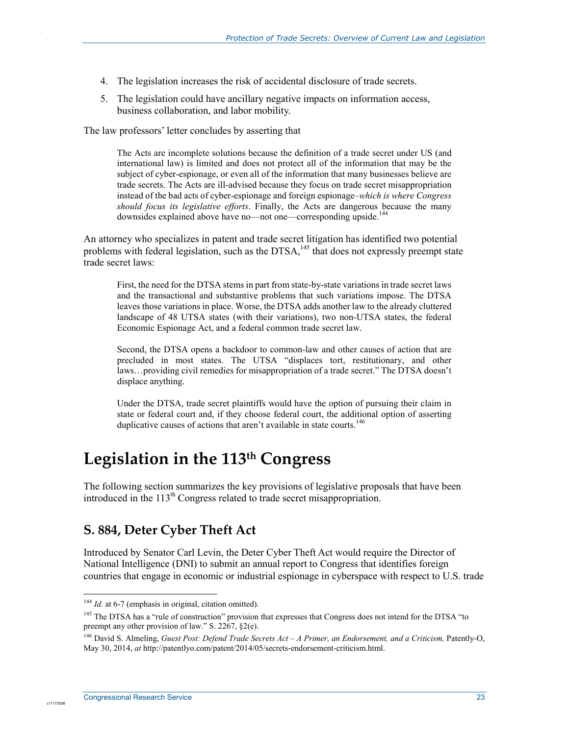4. The legislation increases the risk of accidental disclosure of trade secrets.
5. The legislation could have ancillary negative impacts on information access, business collaboration, and labor mobility.

The law professors' letter concludes by asserting that

> The Acts are incomplete solutions because the definition of a trade secret under US (and international law) is limited and does not protect all of the information that may be the subject of cyber-espionage, or even all of the information that many businesses believe are trade secrets. The Acts are ill-advised because they focus on trade secret misappropriation instead of the bad acts of cyber-espionage and foreign espionage–*which is where Congress should focus its legislative efforts*. Finally, the Acts are dangerous because the many downsides explained above have no—not one—corresponding upside.[144]

An attorney who specializes in patent and trade secret litigation has identified two potential problems with federal legislation, such as the DTSA,[145] that does not expressly preempt state trade secret laws:

> First, the need for the DTSA stems in part from state-by-state variations in trade secret laws and the transactional and substantive problems that such variations impose. The DTSA leaves those variations in place. Worse, the DTSA adds another law to the already cluttered landscape of 48 UTSA states (with their variations), two non-UTSA states, the federal Economic Espionage Act, and a federal common trade secret law.
>
> Second, the DTSA opens a backdoor to common-law and other causes of action that are precluded in most states. The UTSA "displaces tort, restitutionary, and other laws…providing civil remedies for misappropriation of a trade secret." The DTSA doesn't displace anything.
>
> Under the DTSA, trade secret plaintiffs would have the option of pursuing their claim in state or federal court and, if they choose federal court, the additional option of asserting duplicative causes of actions that aren't available in state courts.[146]

# Legislation in the 113th Congress

The following section summarizes the key provisions of legislative proposals that have been introduced in the 113th Congress related to trade secret misappropriation.

## S. 884, Deter Cyber Theft Act

Introduced by Senator Carl Levin, the Deter Cyber Theft Act would require the Director of National Intelligence (DNI) to submit an annual report to Congress that identifies foreign countries that engage in economic or industrial espionage in cyberspace with respect to U.S. trade

---

[144] *Id.* at 6-7 (emphasis in original, citation omitted).

[145] The DTSA has a "rule of construction" provision that expresses that Congress does not intend for the DTSA "to preempt any other provision of law." S. 2267, §2(e).

[146] David S. Almeling, *Guest Post: Defend Trade Secrets Act – A Primer, an Endorsement, and a Criticism,* Patently-O, May 30, 2014, *at* http://patentlyo.com/patent/2014/05/secrets-endorsement-criticism.html.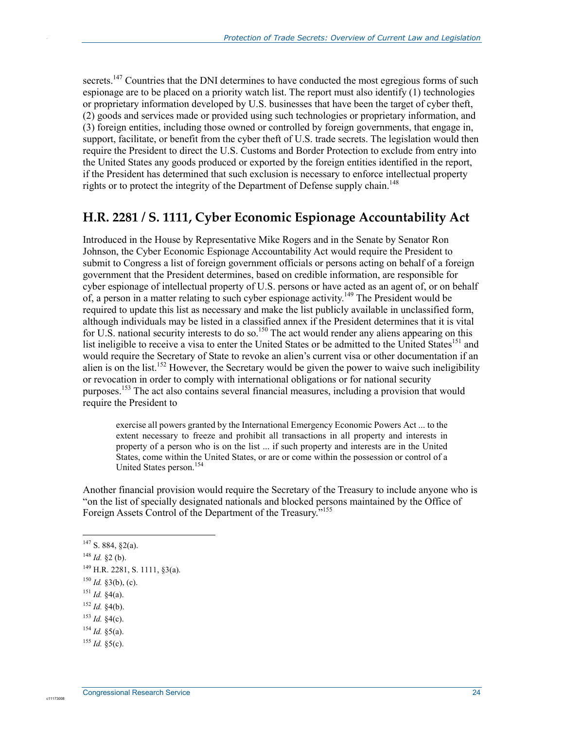secrets.[147] Countries that the DNI determines to have conducted the most egregious forms of such espionage are to be placed on a priority watch list. The report must also identify (1) technologies or proprietary information developed by U.S. businesses that have been the target of cyber theft, (2) goods and services made or provided using such technologies or proprietary information, and (3) foreign entities, including those owned or controlled by foreign governments, that engage in, support, facilitate, or benefit from the cyber theft of U.S. trade secrets. The legislation would then require the President to direct the U.S. Customs and Border Protection to exclude from entry into the United States any goods produced or exported by the foreign entities identified in the report, if the President has determined that such exclusion is necessary to enforce intellectual property rights or to protect the integrity of the Department of Defense supply chain.[148]

## H.R. 2281 / S. 1111, Cyber Economic Espionage Accountability Act

Introduced in the House by Representative Mike Rogers and in the Senate by Senator Ron Johnson, the Cyber Economic Espionage Accountability Act would require the President to submit to Congress a list of foreign government officials or persons acting on behalf of a foreign government that the President determines, based on credible information, are responsible for cyber espionage of intellectual property of U.S. persons or have acted as an agent of, or on behalf of, a person in a matter relating to such cyber espionage activity.[149] The President would be required to update this list as necessary and make the list publicly available in unclassified form, although individuals may be listed in a classified annex if the President determines that it is vital for U.S. national security interests to do so.[150] The act would render any aliens appearing on this list ineligible to receive a visa to enter the United States or be admitted to the United States[151] and would require the Secretary of State to revoke an alien's current visa or other documentation if an alien is on the list.[152] However, the Secretary would be given the power to waive such ineligibility or revocation in order to comply with international obligations or for national security purposes.[153] The act also contains several financial measures, including a provision that would require the President to

> exercise all powers granted by the International Emergency Economic Powers Act ... to the extent necessary to freeze and prohibit all transactions in all property and interests in property of a person who is on the list ... if such property and interests are in the United States, come within the United States, or are or come within the possession or control of a United States person.[154]

Another financial provision would require the Secretary of the Treasury to include anyone who is "on the list of specially designated nationals and blocked persons maintained by the Office of Foreign Assets Control of the Department of the Treasury."[155]

---

[147] S. 884, §2(a).

[148] *Id.* §2 (b).

[149] H.R. 2281, S. 1111, §3(a).

[150] *Id.* §3(b), (c).

[151] *Id.* §4(a).

[152] *Id.* §4(b).

[153] *Id.* §4(c).

[154] *Id.* §5(a).

[155] *Id.* §5(c).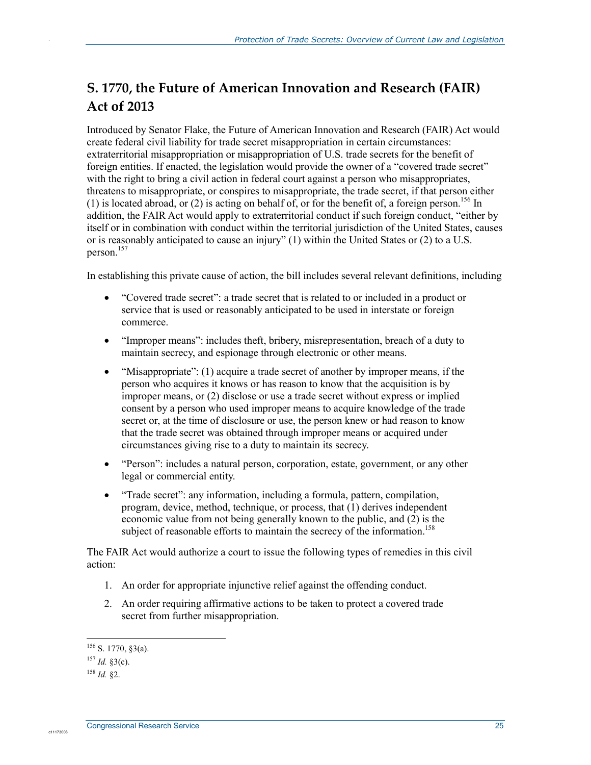## S. 1770, the Future of American Innovation and Research (FAIR) Act of 2013

Introduced by Senator Flake, the Future of American Innovation and Research (FAIR) Act would create federal civil liability for trade secret misappropriation in certain circumstances: extraterritorial misappropriation or misappropriation of U.S. trade secrets for the benefit of foreign entities. If enacted, the legislation would provide the owner of a "covered trade secret" with the right to bring a civil action in federal court against a person who misappropriates, threatens to misappropriate, or conspires to misappropriate, the trade secret, if that person either (1) is located abroad, or (2) is acting on behalf of, or for the benefit of, a foreign person.[156] In addition, the FAIR Act would apply to extraterritorial conduct if such foreign conduct, "either by itself or in combination with conduct within the territorial jurisdiction of the United States, causes or is reasonably anticipated to cause an injury" (1) within the United States or (2) to a U.S. person.[157]

In establishing this private cause of action, the bill includes several relevant definitions, including

- "Covered trade secret": a trade secret that is related to or included in a product or service that is used or reasonably anticipated to be used in interstate or foreign commerce.
- "Improper means": includes theft, bribery, misrepresentation, breach of a duty to maintain secrecy, and espionage through electronic or other means.
- "Misappropriate": (1) acquire a trade secret of another by improper means, if the person who acquires it knows or has reason to know that the acquisition is by improper means, or (2) disclose or use a trade secret without express or implied consent by a person who used improper means to acquire knowledge of the trade secret or, at the time of disclosure or use, the person knew or had reason to know that the trade secret was obtained through improper means or acquired under circumstances giving rise to a duty to maintain its secrecy.
- "Person": includes a natural person, corporation, estate, government, or any other legal or commercial entity.
- "Trade secret": any information, including a formula, pattern, compilation, program, device, method, technique, or process, that (1) derives independent economic value from not being generally known to the public, and (2) is the subject of reasonable efforts to maintain the secrecy of the information.[158]

The FAIR Act would authorize a court to issue the following types of remedies in this civil action:

1. An order for appropriate injunctive relief against the offending conduct.
2. An order requiring affirmative actions to be taken to protect a covered trade secret from further misappropriation.

---

[156] S. 1770, §3(a).

[157] *Id.* §3(c).

[158] *Id.* §2.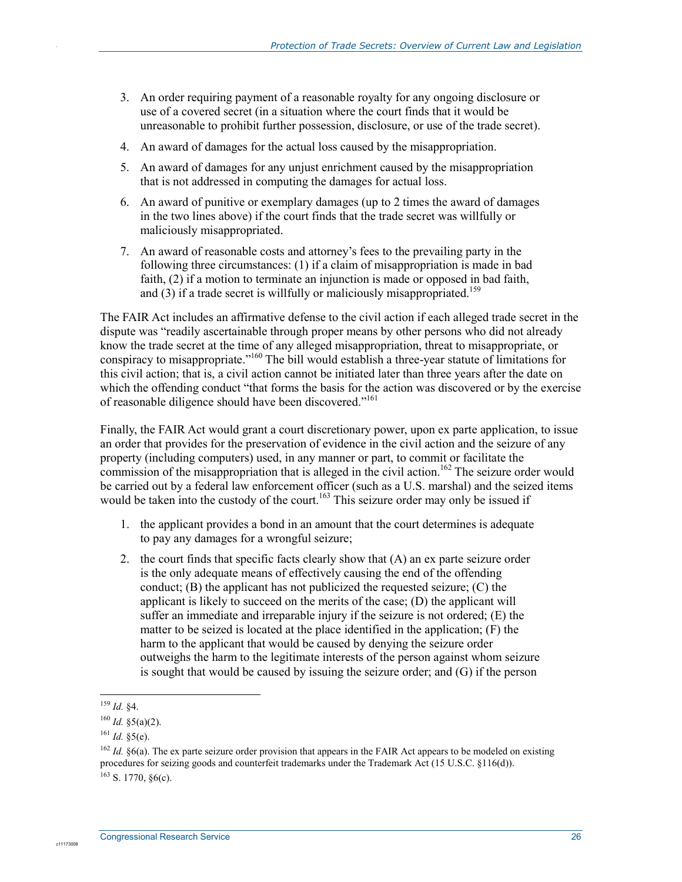3. An order requiring payment of a reasonable royalty for any ongoing disclosure or use of a covered secret (in a situation where the court finds that it would be unreasonable to prohibit further possession, disclosure, or use of the trade secret).
4. An award of damages for the actual loss caused by the misappropriation.
5. An award of damages for any unjust enrichment caused by the misappropriation that is not addressed in computing the damages for actual loss.
6. An award of punitive or exemplary damages (up to 2 times the award of damages in the two lines above) if the court finds that the trade secret was willfully or maliciously misappropriated.
7. An award of reasonable costs and attorney's fees to the prevailing party in the following three circumstances: (1) if a claim of misappropriation is made in bad faith, (2) if a motion to terminate an injunction is made or opposed in bad faith, and (3) if a trade secret is willfully or maliciously misappropriated.[159]

The FAIR Act includes an affirmative defense to the civil action if each alleged trade secret in the dispute was "readily ascertainable through proper means by other persons who did not already know the trade secret at the time of any alleged misappropriation, threat to misappropriate, or conspiracy to misappropriate."[160] The bill would establish a three-year statute of limitations for this civil action; that is, a civil action cannot be initiated later than three years after the date on which the offending conduct "that forms the basis for the action was discovered or by the exercise of reasonable diligence should have been discovered."[161]

Finally, the FAIR Act would grant a court discretionary power, upon ex parte application, to issue an order that provides for the preservation of evidence in the civil action and the seizure of any property (including computers) used, in any manner or part, to commit or facilitate the commission of the misappropriation that is alleged in the civil action.[162] The seizure order would be carried out by a federal law enforcement officer (such as a U.S. marshal) and the seized items would be taken into the custody of the court.[163] This seizure order may only be issued if

1. the applicant provides a bond in an amount that the court determines is adequate to pay any damages for a wrongful seizure;
2. the court finds that specific facts clearly show that (A) an ex parte seizure order is the only adequate means of effectively causing the end of the offending conduct; (B) the applicant has not publicized the requested seizure; (C) the applicant is likely to succeed on the merits of the case; (D) the applicant will suffer an immediate and irreparable injury if the seizure is not ordered; (E) the matter to be seized is located at the place identified in the application; (F) the harm to the applicant that would be caused by denying the seizure order outweighs the harm to the legitimate interests of the person against whom seizure is sought that would be caused by issuing the seizure order; and (G) if the person

[159] *Id.* §4.

[160] *Id.* §5(a)(2).

[161] *Id.* §5(e).

[162] *Id.* §6(a). The ex parte seizure order provision that appears in the FAIR Act appears to be modeled on existing procedures for seizing goods and counterfeit trademarks under the Trademark Act (15 U.S.C. §116(d)).

[163] S. 1770, §6(c).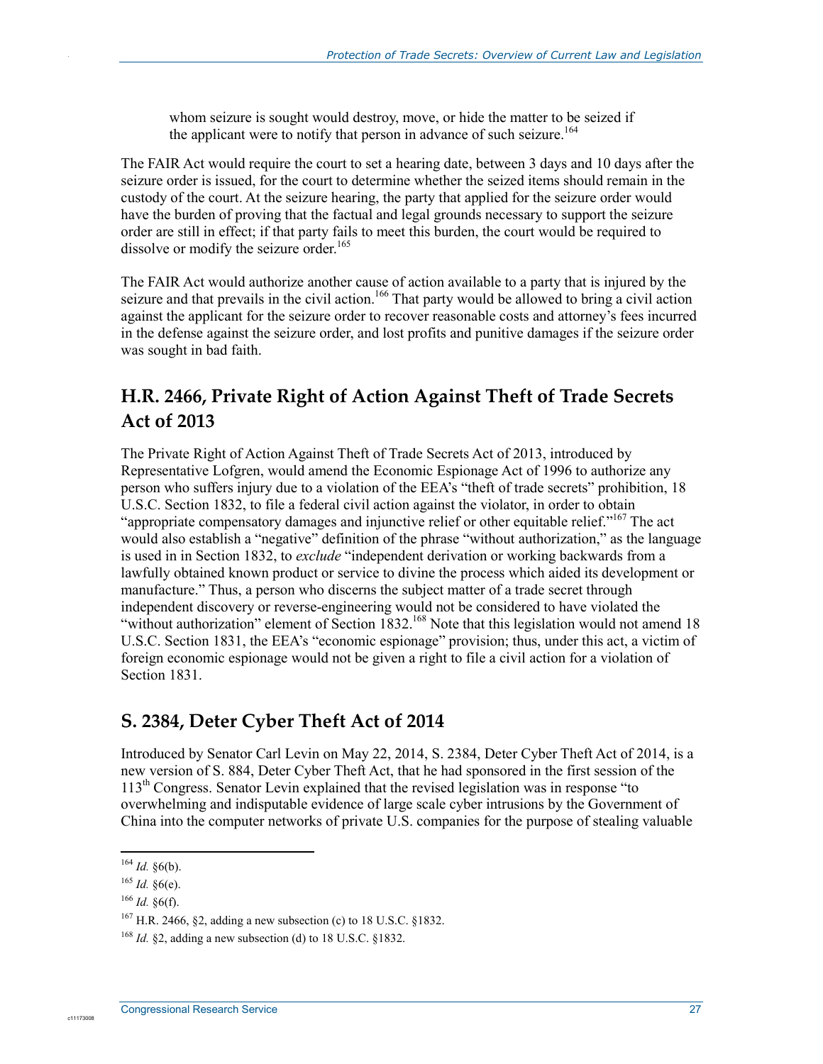whom seizure is sought would destroy, move, or hide the matter to be seized if the applicant were to notify that person in advance of such seizure.[164]

The FAIR Act would require the court to set a hearing date, between 3 days and 10 days after the seizure order is issued, for the court to determine whether the seized items should remain in the custody of the court. At the seizure hearing, the party that applied for the seizure order would have the burden of proving that the factual and legal grounds necessary to support the seizure order are still in effect; if that party fails to meet this burden, the court would be required to dissolve or modify the seizure order.[165]

The FAIR Act would authorize another cause of action available to a party that is injured by the seizure and that prevails in the civil action.[166] That party would be allowed to bring a civil action against the applicant for the seizure order to recover reasonable costs and attorney's fees incurred in the defense against the seizure order, and lost profits and punitive damages if the seizure order was sought in bad faith.

## H.R. 2466, Private Right of Action Against Theft of Trade Secrets Act of 2013

The Private Right of Action Against Theft of Trade Secrets Act of 2013, introduced by Representative Lofgren, would amend the Economic Espionage Act of 1996 to authorize any person who suffers injury due to a violation of the EEA's "theft of trade secrets" prohibition, 18 U.S.C. Section 1832, to file a federal civil action against the violator, in order to obtain "appropriate compensatory damages and injunctive relief or other equitable relief."[167] The act would also establish a "negative" definition of the phrase "without authorization," as the language is used in in Section 1832, to *exclude* "independent derivation or working backwards from a lawfully obtained known product or service to divine the process which aided its development or manufacture." Thus, a person who discerns the subject matter of a trade secret through independent discovery or reverse-engineering would not be considered to have violated the "without authorization" element of Section 1832.[168] Note that this legislation would not amend 18 U.S.C. Section 1831, the EEA's "economic espionage" provision; thus, under this act, a victim of foreign economic espionage would not be given a right to file a civil action for a violation of Section 1831.

## S. 2384, Deter Cyber Theft Act of 2014

Introduced by Senator Carl Levin on May 22, 2014, S. 2384, Deter Cyber Theft Act of 2014, is a new version of S. 884, Deter Cyber Theft Act, that he had sponsored in the first session of the 113th Congress. Senator Levin explained that the revised legislation was in response "to overwhelming and indisputable evidence of large scale cyber intrusions by the Government of China into the computer networks of private U.S. companies for the purpose of stealing valuable

---

[164] *Id.* §6(b).

[165] *Id.* §6(e).

[166] *Id.* §6(f).

[167] H.R. 2466, §2, adding a new subsection (c) to 18 U.S.C. §1832.

[168] *Id.* §2, adding a new subsection (d) to 18 U.S.C. §1832.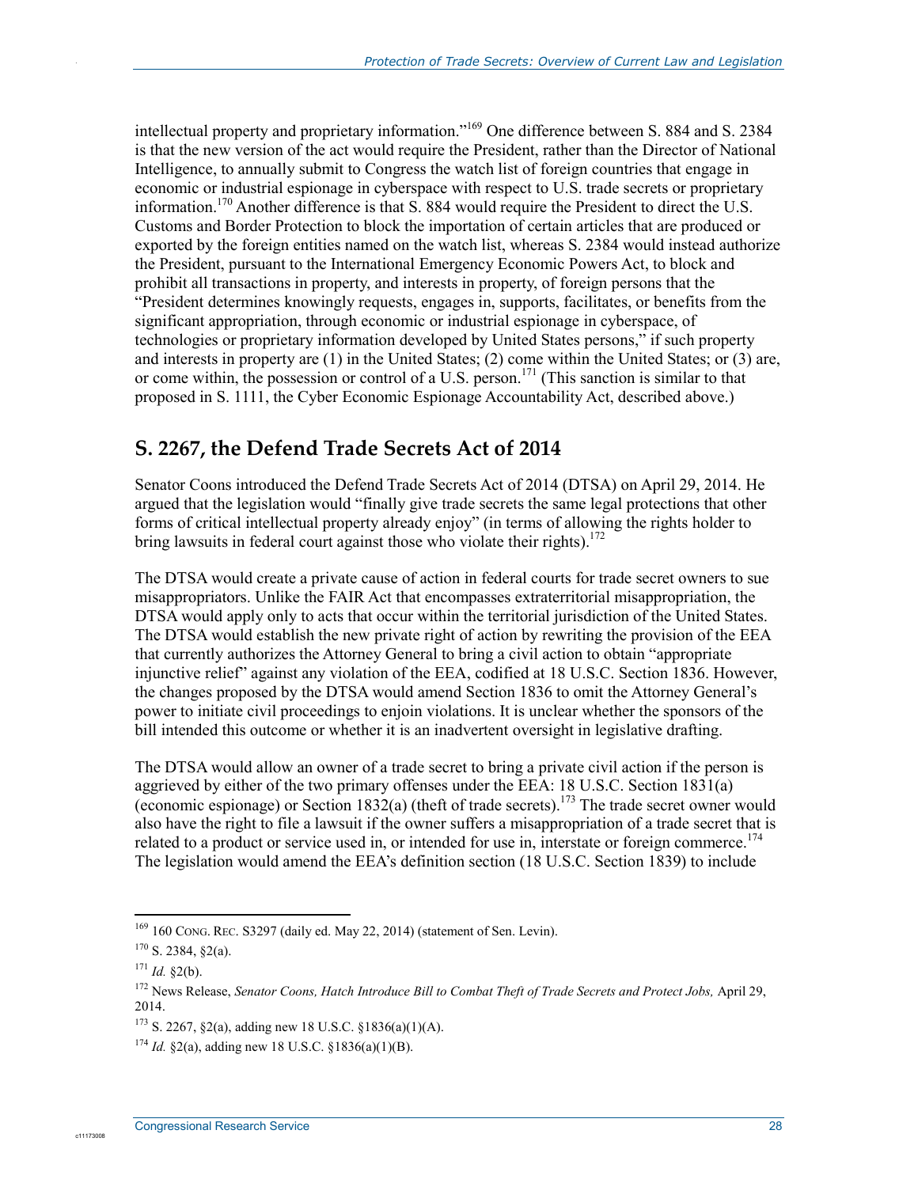intellectual property and proprietary information."[169] One difference between S. 884 and S. 2384 is that the new version of the act would require the President, rather than the Director of National Intelligence, to annually submit to Congress the watch list of foreign countries that engage in economic or industrial espionage in cyberspace with respect to U.S. trade secrets or proprietary information.[170] Another difference is that S. 884 would require the President to direct the U.S. Customs and Border Protection to block the importation of certain articles that are produced or exported by the foreign entities named on the watch list, whereas S. 2384 would instead authorize the President, pursuant to the International Emergency Economic Powers Act, to block and prohibit all transactions in property, and interests in property, of foreign persons that the "President determines knowingly requests, engages in, supports, facilitates, or benefits from the significant appropriation, through economic or industrial espionage in cyberspace, of technologies or proprietary information developed by United States persons," if such property and interests in property are (1) in the United States; (2) come within the United States; or (3) are, or come within, the possession or control of a U.S. person.[171] (This sanction is similar to that proposed in S. 1111, the Cyber Economic Espionage Accountability Act, described above.)

## S. 2267, the Defend Trade Secrets Act of 2014

Senator Coons introduced the Defend Trade Secrets Act of 2014 (DTSA) on April 29, 2014. He argued that the legislation would "finally give trade secrets the same legal protections that other forms of critical intellectual property already enjoy" (in terms of allowing the rights holder to bring lawsuits in federal court against those who violate their rights).[172]

The DTSA would create a private cause of action in federal courts for trade secret owners to sue misappropriators. Unlike the FAIR Act that encompasses extraterritorial misappropriation, the DTSA would apply only to acts that occur within the territorial jurisdiction of the United States. The DTSA would establish the new private right of action by rewriting the provision of the EEA that currently authorizes the Attorney General to bring a civil action to obtain "appropriate injunctive relief" against any violation of the EEA, codified at 18 U.S.C. Section 1836. However, the changes proposed by the DTSA would amend Section 1836 to omit the Attorney General's power to initiate civil proceedings to enjoin violations. It is unclear whether the sponsors of the bill intended this outcome or whether it is an inadvertent oversight in legislative drafting.

The DTSA would allow an owner of a trade secret to bring a private civil action if the person is aggrieved by either of the two primary offenses under the EEA: 18 U.S.C. Section 1831(a) (economic espionage) or Section 1832(a) (theft of trade secrets).[173] The trade secret owner would also have the right to file a lawsuit if the owner suffers a misappropriation of a trade secret that is related to a product or service used in, or intended for use in, interstate or foreign commerce.[174] The legislation would amend the EEA's definition section (18 U.S.C. Section 1839) to include

---

[169] 160 CONG. REC. S3297 (daily ed. May 22, 2014) (statement of Sen. Levin).

[170] S. 2384, §2(a).

[171] *Id.* §2(b).

[172] News Release, *Senator Coons, Hatch Introduce Bill to Combat Theft of Trade Secrets and Protect Jobs,* April 29, 2014.

[173] S. 2267, §2(a), adding new 18 U.S.C. §1836(a)(1)(A).

[174] *Id.* §2(a), adding new 18 U.S.C. §1836(a)(1)(B).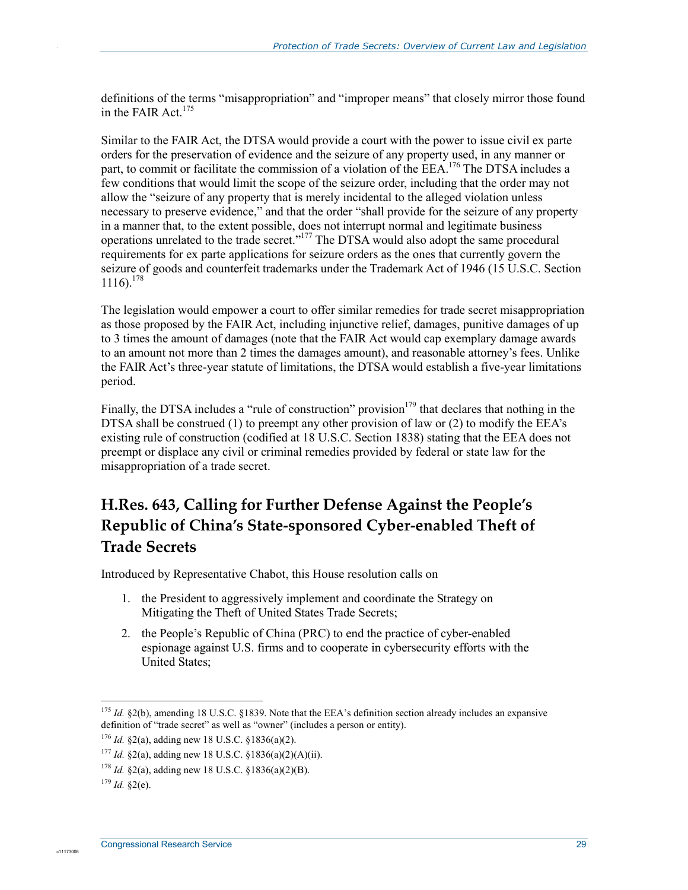definitions of the terms "misappropriation" and "improper means" that closely mirror those found in the FAIR Act.[175]

Similar to the FAIR Act, the DTSA would provide a court with the power to issue civil ex parte orders for the preservation of evidence and the seizure of any property used, in any manner or part, to commit or facilitate the commission of a violation of the EEA.[176] The DTSA includes a few conditions that would limit the scope of the seizure order, including that the order may not allow the "seizure of any property that is merely incidental to the alleged violation unless necessary to preserve evidence," and that the order "shall provide for the seizure of any property in a manner that, to the extent possible, does not interrupt normal and legitimate business operations unrelated to the trade secret."[177] The DTSA would also adopt the same procedural requirements for ex parte applications for seizure orders as the ones that currently govern the seizure of goods and counterfeit trademarks under the Trademark Act of 1946 (15 U.S.C. Section 1116).[178]

The legislation would empower a court to offer similar remedies for trade secret misappropriation as those proposed by the FAIR Act, including injunctive relief, damages, punitive damages of up to 3 times the amount of damages (note that the FAIR Act would cap exemplary damage awards to an amount not more than 2 times the damages amount), and reasonable attorney's fees. Unlike the FAIR Act's three-year statute of limitations, the DTSA would establish a five-year limitations period.

Finally, the DTSA includes a "rule of construction" provision[179] that declares that nothing in the DTSA shall be construed (1) to preempt any other provision of law or (2) to modify the EEA's existing rule of construction (codified at 18 U.S.C. Section 1838) stating that the EEA does not preempt or displace any civil or criminal remedies provided by federal or state law for the misappropriation of a trade secret.

## H.Res. 643, Calling for Further Defense Against the People's Republic of China's State-sponsored Cyber-enabled Theft of Trade Secrets

Introduced by Representative Chabot, this House resolution calls on

1. the President to aggressively implement and coordinate the Strategy on Mitigating the Theft of United States Trade Secrets;
2. the People's Republic of China (PRC) to end the practice of cyber-enabled espionage against U.S. firms and to cooperate in cybersecurity efforts with the United States;

---

[175] *Id.* §2(b), amending 18 U.S.C. §1839. Note that the EEA's definition section already includes an expansive definition of "trade secret" as well as "owner" (includes a person or entity).

[176] *Id.* §2(a), adding new 18 U.S.C. §1836(a)(2).

[177] *Id.* §2(a), adding new 18 U.S.C. §1836(a)(2)(A)(ii).

[178] *Id.* §2(a), adding new 18 U.S.C. §1836(a)(2)(B).

[179] *Id.* §2(e).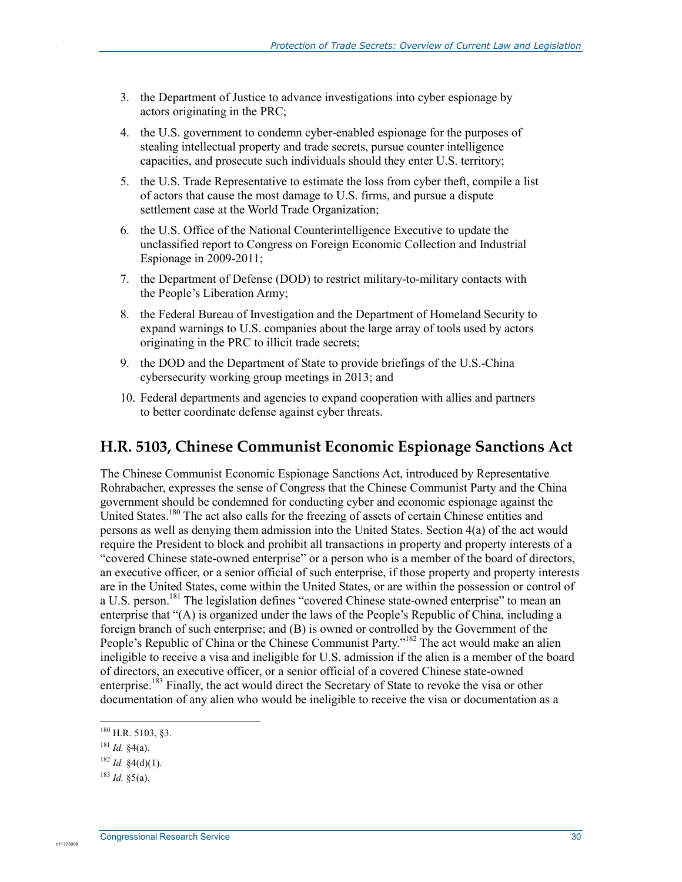3. the Department of Justice to advance investigations into cyber espionage by actors originating in the PRC;
4. the U.S. government to condemn cyber-enabled espionage for the purposes of stealing intellectual property and trade secrets, pursue counter intelligence capacities, and prosecute such individuals should they enter U.S. territory;
5. the U.S. Trade Representative to estimate the loss from cyber theft, compile a list of actors that cause the most damage to U.S. firms, and pursue a dispute settlement case at the World Trade Organization;
6. the U.S. Office of the National Counterintelligence Executive to update the unclassified report to Congress on Foreign Economic Collection and Industrial Espionage in 2009-2011;
7. the Department of Defense (DOD) to restrict military-to-military contacts with the People's Liberation Army;
8. the Federal Bureau of Investigation and the Department of Homeland Security to expand warnings to U.S. companies about the large array of tools used by actors originating in the PRC to illicit trade secrets;
9. the DOD and the Department of State to provide briefings of the U.S.-China cybersecurity working group meetings in 2013; and
10. Federal departments and agencies to expand cooperation with allies and partners to better coordinate defense against cyber threats.

## H.R. 5103, Chinese Communist Economic Espionage Sanctions Act

The Chinese Communist Economic Espionage Sanctions Act, introduced by Representative Rohrabacher, expresses the sense of Congress that the Chinese Communist Party and the China government should be condemned for conducting cyber and economic espionage against the United States.[180] The act also calls for the freezing of assets of certain Chinese entities and persons as well as denying them admission into the United States. Section 4(a) of the act would require the President to block and prohibit all transactions in property and property interests of a "covered Chinese state-owned enterprise" or a person who is a member of the board of directors, an executive officer, or a senior official of such enterprise, if those property and property interests are in the United States, come within the United States, or are within the possession or control of a U.S. person.[181] The legislation defines "covered Chinese state-owned enterprise" to mean an enterprise that "(A) is organized under the laws of the People's Republic of China, including a foreign branch of such enterprise; and (B) is owned or controlled by the Government of the People's Republic of China or the Chinese Communist Party."[182] The act would make an alien ineligible to receive a visa and ineligible for U.S. admission if the alien is a member of the board of directors, an executive officer, or a senior official of a covered Chinese state-owned enterprise.[183] Finally, the act would direct the Secretary of State to revoke the visa or other documentation of any alien who would be ineligible to receive the visa or documentation as a

---

[180] H.R. 5103, §3.

[181] *Id.* §4(a).

[182] *Id.* §4(d)(1).

[183] *Id.* §5(a).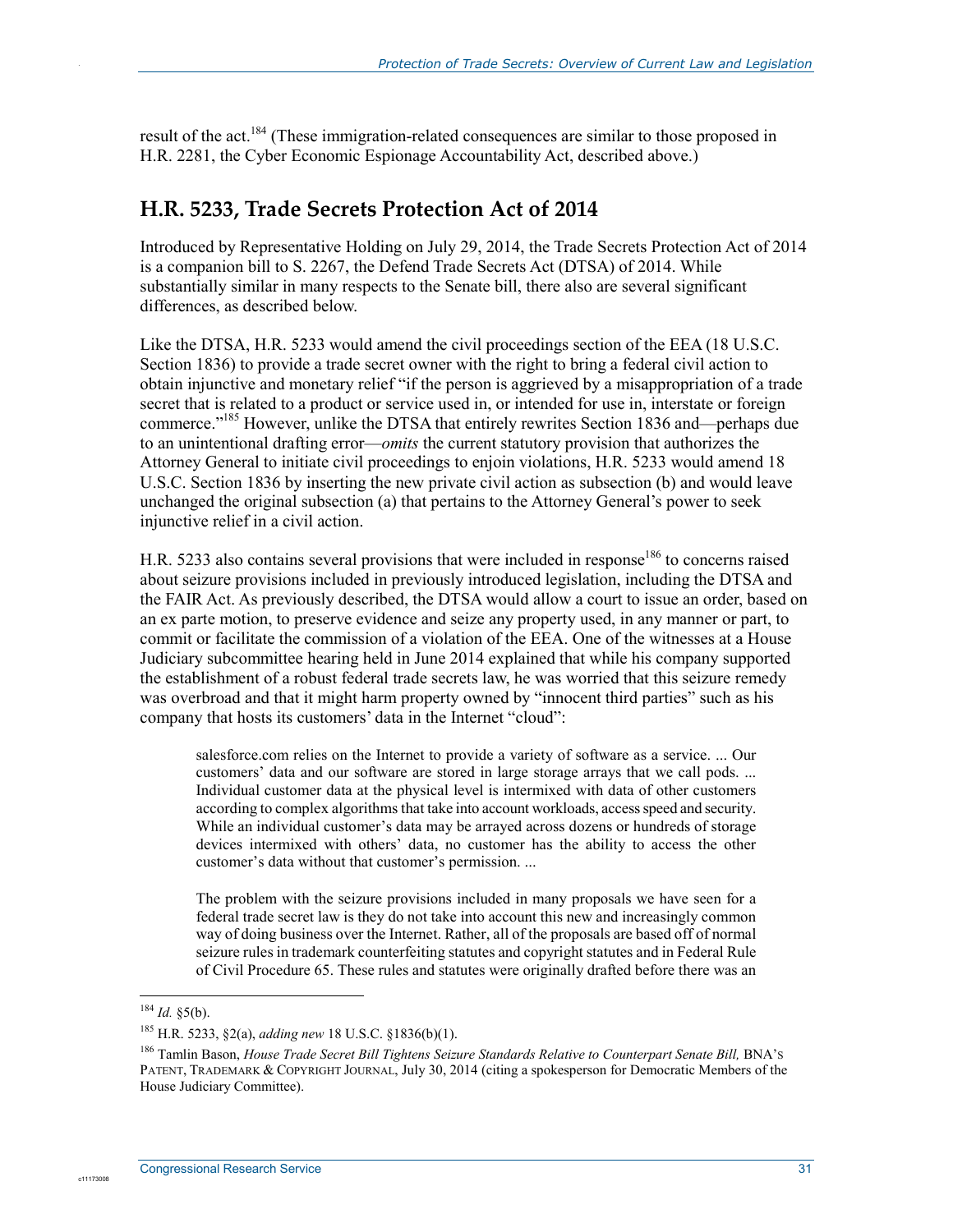result of the act.[184] (These immigration-related consequences are similar to those proposed in H.R. 2281, the Cyber Economic Espionage Accountability Act, described above.)

## H.R. 5233, Trade Secrets Protection Act of 2014

Introduced by Representative Holding on July 29, 2014, the Trade Secrets Protection Act of 2014 is a companion bill to S. 2267, the Defend Trade Secrets Act (DTSA) of 2014. While substantially similar in many respects to the Senate bill, there also are several significant differences, as described below.

Like the DTSA, H.R. 5233 would amend the civil proceedings section of the EEA (18 U.S.C. Section 1836) to provide a trade secret owner with the right to bring a federal civil action to obtain injunctive and monetary relief "if the person is aggrieved by a misappropriation of a trade secret that is related to a product or service used in, or intended for use in, interstate or foreign commerce."[185] However, unlike the DTSA that entirely rewrites Section 1836 and—perhaps due to an unintentional drafting error—*omits* the current statutory provision that authorizes the Attorney General to initiate civil proceedings to enjoin violations, H.R. 5233 would amend 18 U.S.C. Section 1836 by inserting the new private civil action as subsection (b) and would leave unchanged the original subsection (a) that pertains to the Attorney General's power to seek injunctive relief in a civil action.

H.R. 5233 also contains several provisions that were included in response[186] to concerns raised about seizure provisions included in previously introduced legislation, including the DTSA and the FAIR Act. As previously described, the DTSA would allow a court to issue an order, based on an ex parte motion, to preserve evidence and seize any property used, in any manner or part, to commit or facilitate the commission of a violation of the EEA. One of the witnesses at a House Judiciary subcommittee hearing held in June 2014 explained that while his company supported the establishment of a robust federal trade secrets law, he was worried that this seizure remedy was overbroad and that it might harm property owned by "innocent third parties" such as his company that hosts its customers' data in the Internet "cloud":

> salesforce.com relies on the Internet to provide a variety of software as a service. ... Our customers' data and our software are stored in large storage arrays that we call pods. ... Individual customer data at the physical level is intermixed with data of other customers according to complex algorithms that take into account workloads, access speed and security. While an individual customer's data may be arrayed across dozens or hundreds of storage devices intermixed with others' data, no customer has the ability to access the other customer's data without that customer's permission. ...
>
> The problem with the seizure provisions included in many proposals we have seen for a federal trade secret law is they do not take into account this new and increasingly common way of doing business over the Internet. Rather, all of the proposals are based off of normal seizure rules in trademark counterfeiting statutes and copyright statutes and in Federal Rule of Civil Procedure 65. These rules and statutes were originally drafted before there was an

---

[184] *Id.* §5(b).

[185] H.R. 5233, §2(a), *adding new* 18 U.S.C. §1836(b)(1).

[186] Tamlin Bason, *House Trade Secret Bill Tightens Seizure Standards Relative to Counterpart Senate Bill,* BNA's PATENT, TRADEMARK & COPYRIGHT JOURNAL, July 30, 2014 (citing a spokesperson for Democratic Members of the House Judiciary Committee).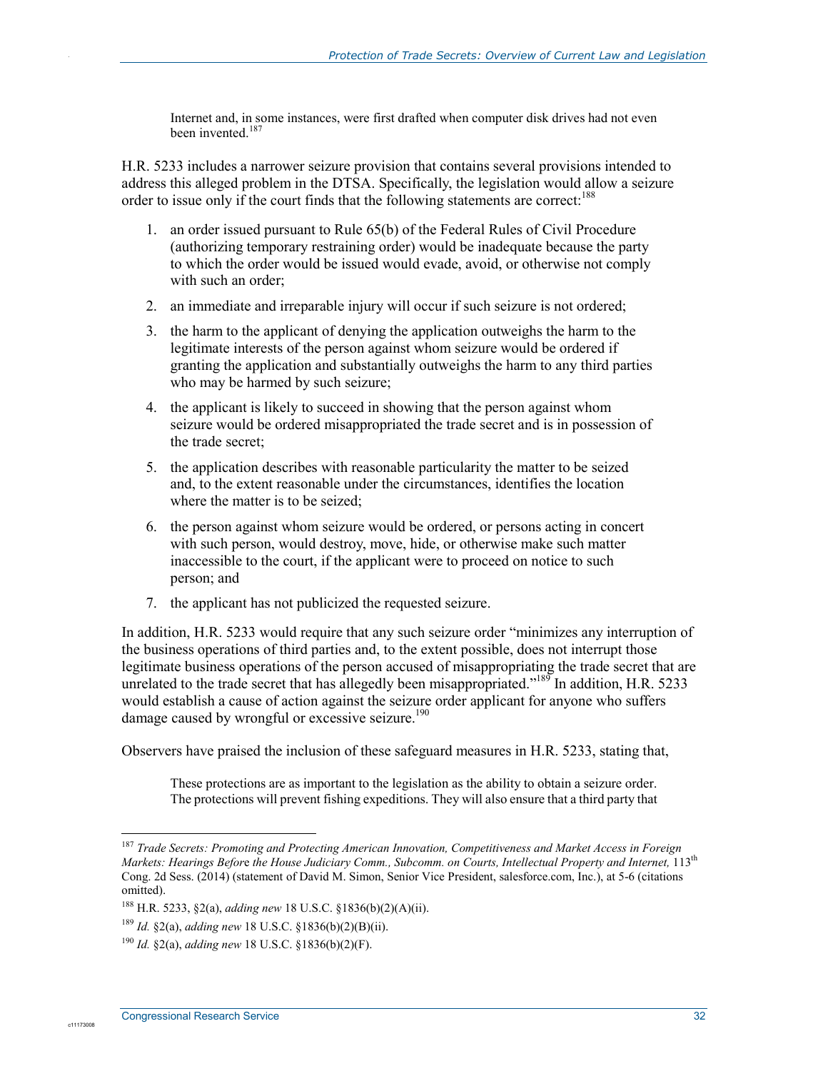> Internet and, in some instances, were first drafted when computer disk drives had not even been invented.[187]

H.R. 5233 includes a narrower seizure provision that contains several provisions intended to address this alleged problem in the DTSA. Specifically, the legislation would allow a seizure order to issue only if the court finds that the following statements are correct:[188]

1. an order issued pursuant to Rule 65(b) of the Federal Rules of Civil Procedure (authorizing temporary restraining order) would be inadequate because the party to which the order would be issued would evade, avoid, or otherwise not comply with such an order;
2. an immediate and irreparable injury will occur if such seizure is not ordered;
3. the harm to the applicant of denying the application outweighs the harm to the legitimate interests of the person against whom seizure would be ordered if granting the application and substantially outweighs the harm to any third parties who may be harmed by such seizure;
4. the applicant is likely to succeed in showing that the person against whom seizure would be ordered misappropriated the trade secret and is in possession of the trade secret;
5. the application describes with reasonable particularity the matter to be seized and, to the extent reasonable under the circumstances, identifies the location where the matter is to be seized;
6. the person against whom seizure would be ordered, or persons acting in concert with such person, would destroy, move, hide, or otherwise make such matter inaccessible to the court, if the applicant were to proceed on notice to such person; and
7. the applicant has not publicized the requested seizure.

In addition, H.R. 5233 would require that any such seizure order "minimizes any interruption of the business operations of third parties and, to the extent possible, does not interrupt those legitimate business operations of the person accused of misappropriating the trade secret that are unrelated to the trade secret that has allegedly been misappropriated."[189] In addition, H.R. 5233 would establish a cause of action against the seizure order applicant for anyone who suffers damage caused by wrongful or excessive seizure.[190]

Observers have praised the inclusion of these safeguard measures in H.R. 5233, stating that,

> These protections are as important to the legislation as the ability to obtain a seizure order. The protections will prevent fishing expeditions. They will also ensure that a third party that

---

[187] *Trade Secrets: Promoting and Protecting American Innovation, Competitiveness and Market Access in Foreign Markets: Hearings Before the House Judiciary Comm., Subcomm. on Courts, Intellectual Property and Internet,* 113th Cong. 2d Sess. (2014) (statement of David M. Simon, Senior Vice President, salesforce.com, Inc.), at 5-6 (citations omitted).

[188] H.R. 5233, §2(a), *adding new* 18 U.S.C. §1836(b)(2)(A)(ii).

[189] *Id.* §2(a), *adding new* 18 U.S.C. §1836(b)(2)(B)(ii).

[190] *Id.* §2(a), *adding new* 18 U.S.C. §1836(b)(2)(F).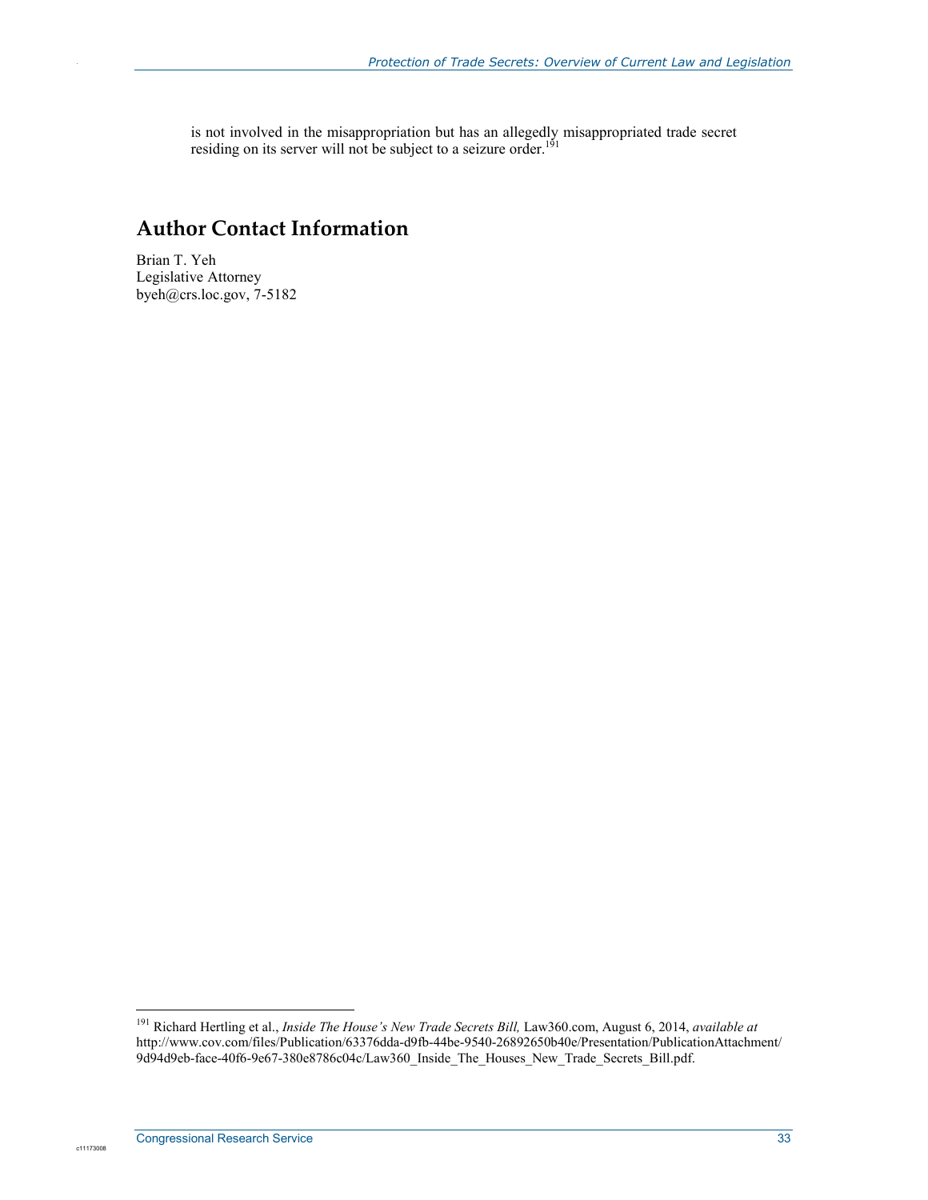is not involved in the misappropriation but has an allegedly misappropriated trade secret residing on its server will not be subject to a seizure order.[191]

## Author Contact Information

Brian T. Yeh
Legislative Attorney
byeh@crs.loc.gov, 7-5182

---

[191] Richard Hertling et al., *Inside The House's New Trade Secrets Bill,* Law360.com, August 6, 2014, *available at* http://www.cov.com/files/Publication/63376dda-d9fb-44be-9540-26892650b40e/Presentation/PublicationAttachment/9d94d9eb-face-40f6-9e67-380e8786c04c/Law360_Inside_The_Houses_New_Trade_Secrets_Bill.pdf.